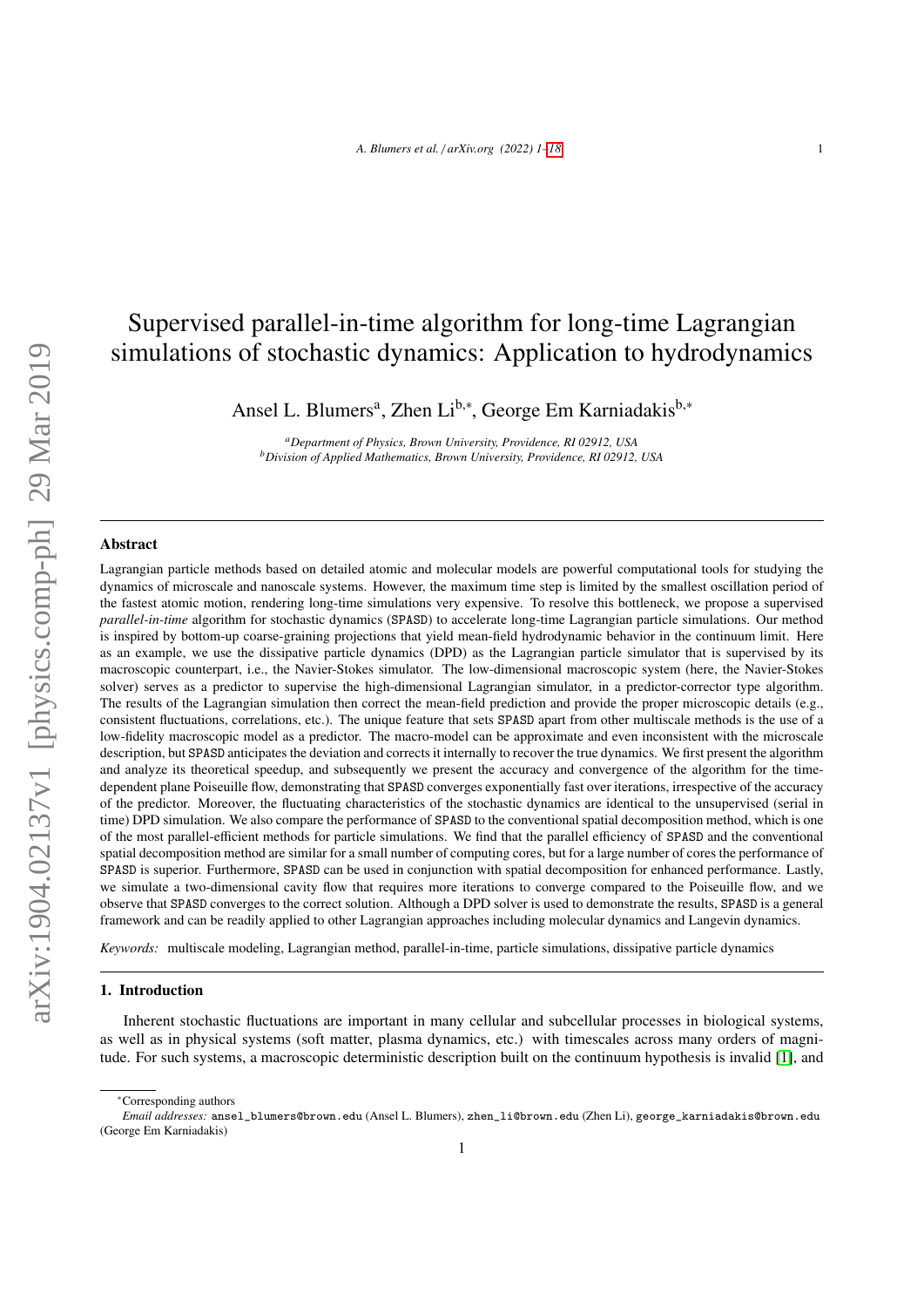# Supervised parallel-in-time algorithm for long-time Lagrangian simulations of stochastic dynamics: Application to hydrodynamics

Ansel L. Blumers[a], Zhen Li[b,*], George Em Karniadakis[b,*]

[a]*Department of Physics, Brown University, Providence, RI 02912, USA*
[b]*Division of Applied Mathematics, Brown University, Providence, RI 02912, USA*

## Abstract

Lagrangian particle methods based on detailed atomic and molecular models are powerful computational tools for studying the dynamics of microscale and nanoscale systems. However, the maximum time step is limited by the smallest oscillation period of the fastest atomic motion, rendering long-time simulations very expensive. To resolve this bottleneck, we propose a supervised *parallel-in-time* algorithm for stochastic dynamics (`SPASD`) to accelerate long-time Lagrangian particle simulations. Our method is inspired by bottom-up coarse-graining projections that yield mean-field hydrodynamic behavior in the continuum limit. Here as an example, we use the dissipative particle dynamics (DPD) as the Lagrangian particle simulator that is supervised by its macroscopic counterpart, i.e., the Navier-Stokes simulator. The low-dimensional macroscopic system (here, the Navier-Stokes solver) serves as a predictor to supervise the high-dimensional Lagrangian simulator, in a predictor-corrector type algorithm. The results of the Lagrangian simulation then correct the mean-field prediction and provide the proper microscopic details (e.g., consistent fluctuations, correlations, etc.). The unique feature that sets `SPASD` apart from other multiscale methods is the use of a low-fidelity macroscopic model as a predictor. The macro-model can be approximate and even inconsistent with the microscale description, but `SPASD` anticipates the deviation and corrects it internally to recover the true dynamics. We first present the algorithm and analyze its theoretical speedup, and subsequently we present the accuracy and convergence of the algorithm for the time-dependent plane Poiseuille flow, demonstrating that `SPASD` converges exponentially fast over iterations, irrespective of the accuracy of the predictor. Moreover, the fluctuating characteristics of the stochastic dynamics are identical to the unsupervised (serial in time) DPD simulation. We also compare the performance of `SPASD` to the conventional spatial decomposition method, which is one of the most parallel-efficient methods for particle simulations. We find that the parallel efficiency of `SPASD` and the conventional spatial decomposition method are similar for a small number of computing cores, but for a large number of cores the performance of `SPASD` is superior. Furthermore, `SPASD` can be used in conjunction with spatial decomposition for enhanced performance. Lastly, we simulate a two-dimensional cavity flow that requires more iterations to converge compared to the Poiseuille flow, and we observe that `SPASD` converges to the correct solution. Although a DPD solver is used to demonstrate the results, `SPASD` is a general framework and can be readily applied to other Lagrangian approaches including molecular dynamics and Langevin dynamics.

*Keywords:* multiscale modeling, Lagrangian method, parallel-in-time, particle simulations, dissipative particle dynamics

## 1. Introduction

Inherent stochastic fluctuations are important in many cellular and subcellular processes in biological systems, as well as in physical systems (soft matter, plasma dynamics, etc.) with timescales across many orders of magnitude. For such systems, a macroscopic deterministic description built on the continuum hypothesis is invalid [1], and

*Corresponding authors
*Email addresses:* `ansel_blumers@brown.edu` (Ansel L. Blumers), `zhen_li@brown.edu` (Zhen Li), `george_karniadakis@brown.edu` (George Em Karniadakis)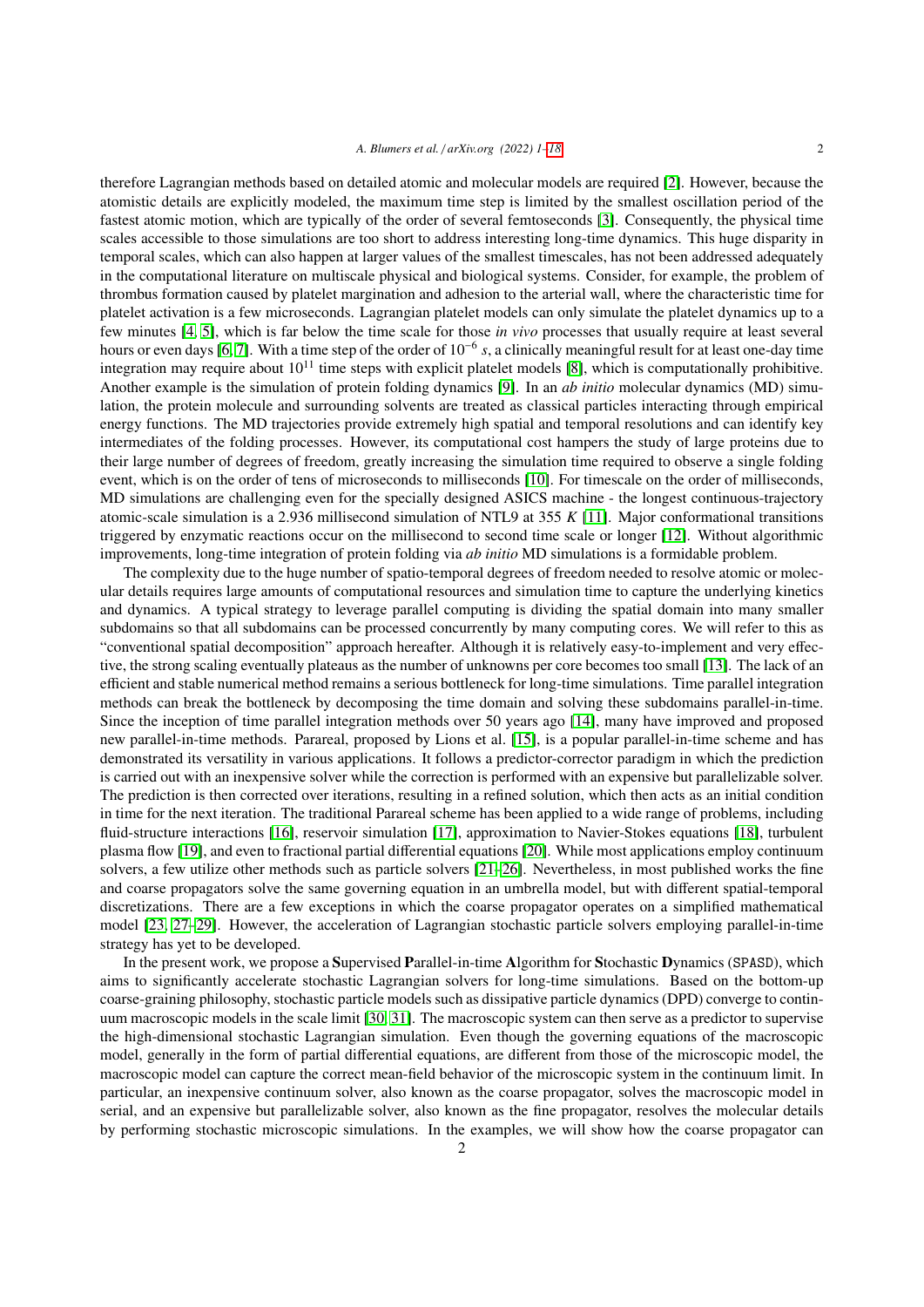therefore Lagrangian methods based on detailed atomic and molecular models are required [2]. However, because the atomistic details are explicitly modeled, the maximum time step is limited by the smallest oscillation period of the fastest atomic motion, which are typically of the order of several femtoseconds [3]. Consequently, the physical time scales accessible to those simulations are too short to address interesting long-time dynamics. This huge disparity in temporal scales, which can also happen at larger values of the smallest timescales, has not been addressed adequately in the computational literature on multiscale physical and biological systems. Consider, for example, the problem of thrombus formation caused by platelet margination and adhesion to the arterial wall, where the characteristic time for platelet activation is a few microseconds. Lagrangian platelet models can only simulate the platelet dynamics up to a few minutes [4, 5], which is far below the time scale for those *in vivo* processes that usually require at least several hours or even days [6, 7]. With a time step of the order of $10^{-6}$ $s$, a clinically meaningful result for at least one-day time integration may require about $10^{11}$ time steps with explicit platelet models [8], which is computationally prohibitive. Another example is the simulation of protein folding dynamics [9]. In an *ab initio* molecular dynamics (MD) simulation, the protein molecule and surrounding solvents are treated as classical particles interacting through empirical energy functions. The MD trajectories provide extremely high spatial and temporal resolutions and can identify key intermediates of the folding processes. However, its computational cost hampers the study of large proteins due to their large number of degrees of freedom, greatly increasing the simulation time required to observe a single folding event, which is on the order of tens of microseconds to milliseconds [10]. For timescale on the order of milliseconds, MD simulations are challenging even for the specially designed ASICS machine - the longest continuous-trajectory atomic-scale simulation is a 2.936 millisecond simulation of NTL9 at 355 $K$ [11]. Major conformational transitions triggered by enzymatic reactions occur on the millisecond to second time scale or longer [12]. Without algorithmic improvements, long-time integration of protein folding via *ab initio* MD simulations is a formidable problem.

The complexity due to the huge number of spatio-temporal degrees of freedom needed to resolve atomic or molecular details requires large amounts of computational resources and simulation time to capture the underlying kinetics and dynamics. A typical strategy to leverage parallel computing is dividing the spatial domain into many smaller subdomains so that all subdomains can be processed concurrently by many computing cores. We will refer to this as "conventional spatial decomposition" approach hereafter. Although it is relatively easy-to-implement and very effective, the strong scaling eventually plateaus as the number of unknowns per core becomes too small [13]. The lack of an efficient and stable numerical method remains a serious bottleneck for long-time simulations. Time parallel integration methods can break the bottleneck by decomposing the time domain and solving these subdomains parallel-in-time. Since the inception of time parallel integration methods over 50 years ago [14], many have improved and proposed new parallel-in-time methods. Parareal, proposed by Lions et al. [15], is a popular parallel-in-time scheme and has demonstrated its versatility in various applications. It follows a predictor-corrector paradigm in which the prediction is carried out with an inexpensive solver while the correction is performed with an expensive but parallelizable solver. The prediction is then corrected over iterations, resulting in a refined solution, which then acts as an initial condition in time for the next iteration. The traditional Parareal scheme has been applied to a wide range of problems, including fluid-structure interactions [16], reservoir simulation [17], approximation to Navier-Stokes equations [18], turbulent plasma flow [19], and even to fractional partial differential equations [20]. While most applications employ continuum solvers, a few utilize other methods such as particle solvers [21–26]. Nevertheless, in most published works the fine and coarse propagators solve the same governing equation in an umbrella model, but with different spatial-temporal discretizations. There are a few exceptions in which the coarse propagator operates on a simplified mathematical model [23, 27–29]. However, the acceleration of Lagrangian stochastic particle solvers employing parallel-in-time strategy has yet to be developed.

In the present work, we propose a **S**upervised **P**arallel-in-time **A**lgorithm for **S**tochastic **D**ynamics (SPASD), which aims to significantly accelerate stochastic Lagrangian solvers for long-time simulations. Based on the bottom-up coarse-graining philosophy, stochastic particle models such as dissipative particle dynamics (DPD) converge to continuum macroscopic models in the scale limit [30, 31]. The macroscopic system can then serve as a predictor to supervise the high-dimensional stochastic Lagrangian simulation. Even though the governing equations of the macroscopic model, generally in the form of partial differential equations, are different from those of the microscopic model, the macroscopic model can capture the correct mean-field behavior of the microscopic system in the continuum limit. In particular, an inexpensive continuum solver, also known as the coarse propagator, solves the macroscopic model in serial, and an expensive but parallelizable solver, also known as the fine propagator, resolves the molecular details by performing stochastic microscopic simulations. In the examples, we will show how the coarse propagator can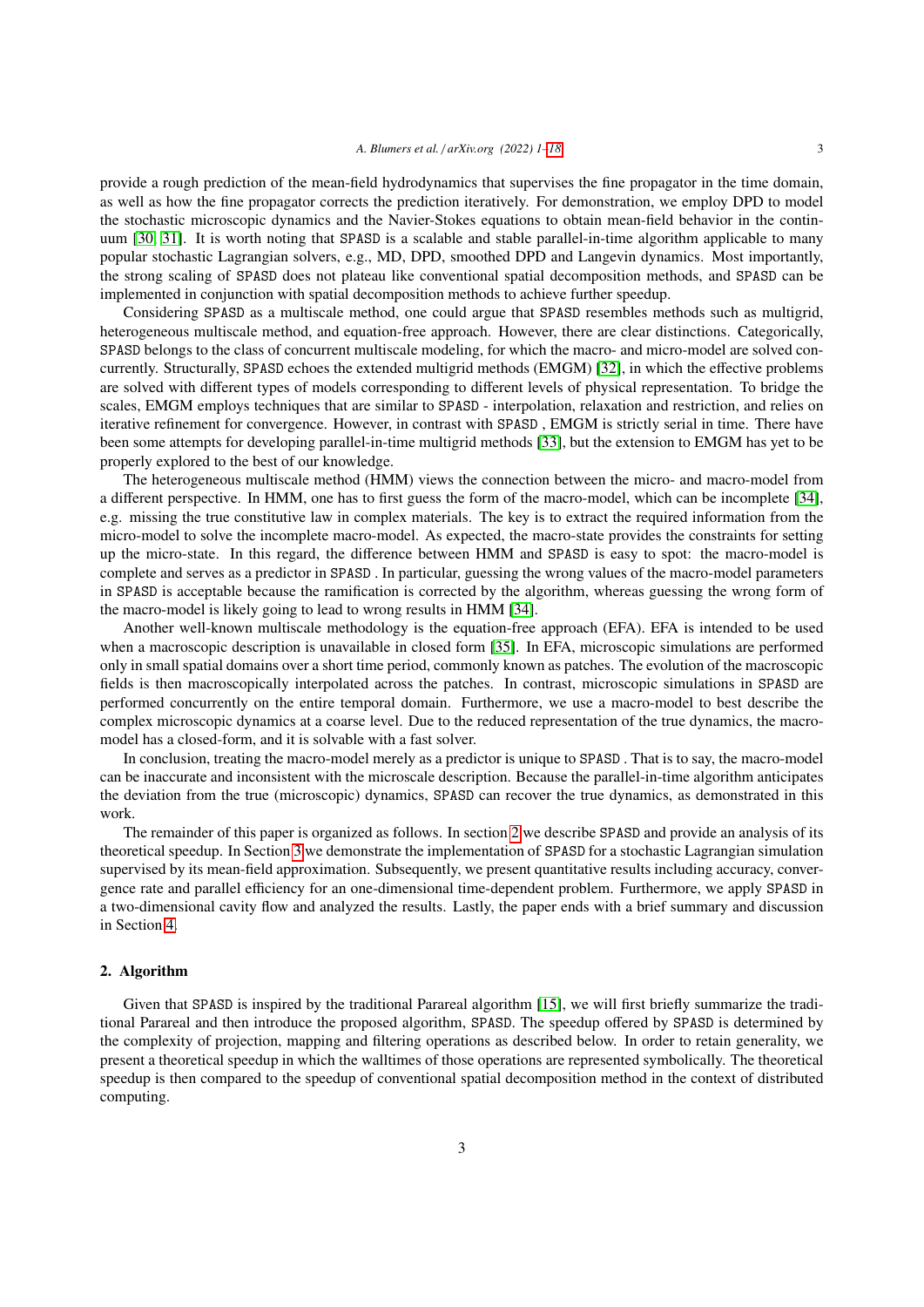provide a rough prediction of the mean-field hydrodynamics that supervises the fine propagator in the time domain, as well as how the fine propagator corrects the prediction iteratively. For demonstration, we employ DPD to model the stochastic microscopic dynamics and the Navier-Stokes equations to obtain mean-field behavior in the continuum [30, 31]. It is worth noting that SPASD is a scalable and stable parallel-in-time algorithm applicable to many popular stochastic Lagrangian solvers, e.g., MD, DPD, smoothed DPD and Langevin dynamics. Most importantly, the strong scaling of SPASD does not plateau like conventional spatial decomposition methods, and SPASD can be implemented in conjunction with spatial decomposition methods to achieve further speedup.

Considering SPASD as a multiscale method, one could argue that SPASD resembles methods such as multigrid, heterogeneous multiscale method, and equation-free approach. However, there are clear distinctions. Categorically, SPASD belongs to the class of concurrent multiscale modeling, for which the macro- and micro-model are solved concurrently. Structurally, SPASD echoes the extended multigrid methods (EMGM) [32], in which the effective problems are solved with different types of models corresponding to different levels of physical representation. To bridge the scales, EMGM employs techniques that are similar to SPASD - interpolation, relaxation and restriction, and relies on iterative refinement for convergence. However, in contrast with SPASD , EMGM is strictly serial in time. There have been some attempts for developing parallel-in-time multigrid methods [33], but the extension to EMGM has yet to be properly explored to the best of our knowledge.

The heterogeneous multiscale method (HMM) views the connection between the micro- and macro-model from a different perspective. In HMM, one has to first guess the form of the macro-model, which can be incomplete [34], e.g. missing the true constitutive law in complex materials. The key is to extract the required information from the micro-model to solve the incomplete macro-model. As expected, the macro-state provides the constraints for setting up the micro-state. In this regard, the difference between HMM and SPASD is easy to spot: the macro-model is complete and serves as a predictor in SPASD . In particular, guessing the wrong values of the macro-model parameters in SPASD is acceptable because the ramification is corrected by the algorithm, whereas guessing the wrong form of the macro-model is likely going to lead to wrong results in HMM [34].

Another well-known multiscale methodology is the equation-free approach (EFA). EFA is intended to be used when a macroscopic description is unavailable in closed form [35]. In EFA, microscopic simulations are performed only in small spatial domains over a short time period, commonly known as patches. The evolution of the macroscopic fields is then macroscopically interpolated across the patches. In contrast, microscopic simulations in SPASD are performed concurrently on the entire temporal domain. Furthermore, we use a macro-model to best describe the complex microscopic dynamics at a coarse level. Due to the reduced representation of the true dynamics, the macro-model has a closed-form, and it is solvable with a fast solver.

In conclusion, treating the macro-model merely as a predictor is unique to SPASD . That is to say, the macro-model can be inaccurate and inconsistent with the microscale description. Because the parallel-in-time algorithm anticipates the deviation from the true (microscopic) dynamics, SPASD can recover the true dynamics, as demonstrated in this work.

The remainder of this paper is organized as follows. In section 2 we describe SPASD and provide an analysis of its theoretical speedup. In Section 3 we demonstrate the implementation of SPASD for a stochastic Lagrangian simulation supervised by its mean-field approximation. Subsequently, we present quantitative results including accuracy, convergence rate and parallel efficiency for an one-dimensional time-dependent problem. Furthermore, we apply SPASD in a two-dimensional cavity flow and analyzed the results. Lastly, the paper ends with a brief summary and discussion in Section 4.

## 2. Algorithm

Given that SPASD is inspired by the traditional Parareal algorithm [15], we will first briefly summarize the traditional Parareal and then introduce the proposed algorithm, SPASD. The speedup offered by SPASD is determined by the complexity of projection, mapping and filtering operations as described below. In order to retain generality, we present a theoretical speedup in which the walltimes of those operations are represented symbolically. The theoretical speedup is then compared to the speedup of conventional spatial decomposition method in the context of distributed computing.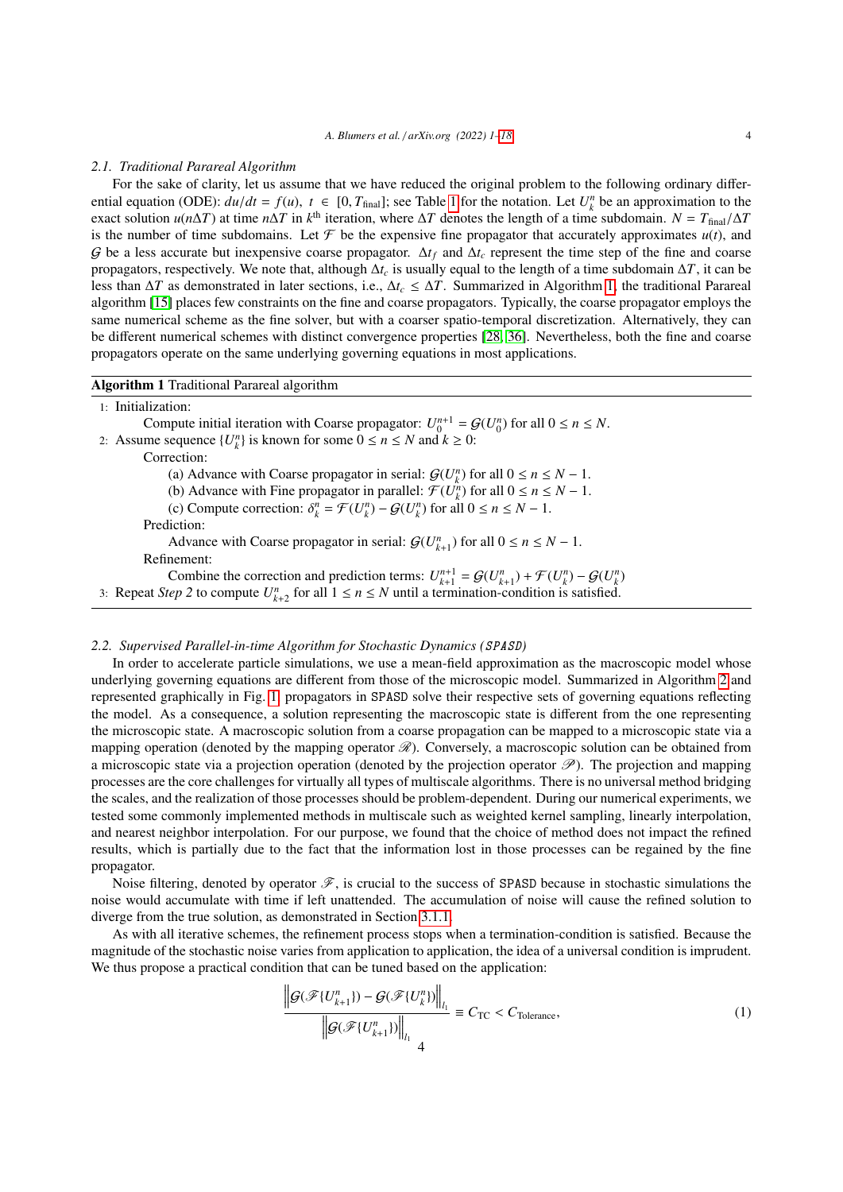### 2.1. Traditional Parareal Algorithm

For the sake of clarity, let us assume that we have reduced the original problem to the following ordinary differential equation (ODE): $du/dt = f(u),\ t \in [0, T_{\text{final}}]$; see Table 1 for the notation. Let $U_k^n$ be an approximation to the exact solution $u(n\Delta T)$ at time $n\Delta T$ in $k^{\text{th}}$ iteration, where $\Delta T$ denotes the length of a time subdomain. $N = T_{\text{final}}/\Delta T$ is the number of time subdomains. Let $\mathcal{F}$ be the expensive fine propagator that accurately approximates $u(t)$, and $\mathcal{G}$ be a less accurate but inexpensive coarse propagator. $\Delta t_f$ and $\Delta t_c$ represent the time step of the fine and coarse propagators, respectively. We note that, although $\Delta t_c$ is usually equal to the length of a time subdomain $\Delta T$, it can be less than $\Delta T$ as demonstrated in later sections, i.e., $\Delta t_c \le \Delta T$. Summarized in Algorithm 1, the traditional Parareal algorithm [15] places few constraints on the fine and coarse propagators. Typically, the coarse propagator employs the same numerical scheme as the fine solver, but with a coarser spatio-temporal discretization. Alternatively, they can be different numerical schemes with distinct convergence properties [28, 36]. Nevertheless, both the fine and coarse propagators operate on the same underlying governing equations in most applications.

**Algorithm 1** Traditional Parareal algorithm

1: Initialization:
  Compute initial iteration with Coarse propagator: $U_0^{n+1} = \mathcal{G}(U_0^n)$ for all $0 \le n \le N$.
2: Assume sequence $\{U_k^n\}$ is known for some $0 \le n \le N$ and $k \ge 0$:
  Correction:
    (a) Advance with Coarse propagator in serial: $\mathcal{G}(U_k^n)$ for all $0 \le n \le N-1$.
    (b) Advance with Fine propagator in parallel: $\mathcal{F}(U_k^n)$ for all $0 \le n \le N-1$.
    (c) Compute correction: $\delta_k^n = \mathcal{F}(U_k^n) - \mathcal{G}(U_k^n)$ for all $0 \le n \le N-1$.
  Prediction:
    Advance with Coarse propagator in serial: $\mathcal{G}(U_{k+1}^n)$ for all $0 \le n \le N-1$.
  Refinement:
    Combine the correction and prediction terms: $U_{k+1}^{n+1} = \mathcal{G}(U_{k+1}^n) + \mathcal{F}(U_k^n) - \mathcal{G}(U_k^n)$
3: Repeat *Step 2* to compute $U_{k+2}^n$ for all $1 \le n \le N$ until a termination-condition is satisfied.

### 2.2. Supervised Parallel-in-time Algorithm for Stochastic Dynamics (SPASD)

In order to accelerate particle simulations, we use a mean-field approximation as the macroscopic model whose underlying governing equations are different from those of the microscopic model. Summarized in Algorithm 2 and represented graphically in Fig. 1, propagators in SPASD solve their respective sets of governing equations reflecting the model. As a consequence, a solution representing the macroscopic state is different from the one representing the microscopic state. A macroscopic solution from a coarse propagation can be mapped to a microscopic state via a mapping operation (denoted by the mapping operator $\mathscr{R}$). Conversely, a macroscopic solution can be obtained from a microscopic state via a projection operation (denoted by the projection operator $\mathscr{P}$). The projection and mapping processes are the core challenges for virtually all types of multiscale algorithms. There is no universal method bridging the scales, and the realization of those processes should be problem-dependent. During our numerical experiments, we tested some commonly implemented methods in multiscale such as weighted kernel sampling, linearly interpolation, and nearest neighbor interpolation. For our purpose, we found that the choice of method does not impact the refined results, which is partially due to the fact that the information lost in those processes can be regained by the fine propagator.

Noise filtering, denoted by operator $\mathscr{F}$, is crucial to the success of SPASD because in stochastic simulations the noise would accumulate with time if left unattended. The accumulation of noise will cause the refined solution to diverge from the true solution, as demonstrated in Section 3.1.1.

As with all iterative schemes, the refinement process stops when a termination-condition is satisfied. Because the magnitude of the stochastic noise varies from application to application, the idea of a universal condition is imprudent. We thus propose a practical condition that can be tuned based on the application:

$$\frac{\left\| \mathcal{G}(\mathscr{F}\{U_{k+1}^n\}) - \mathcal{G}(\mathscr{F}\{U_k^n\}) \right\|_{l_1}}{\left\| \mathcal{G}(\mathscr{F}\{U_{k+1}^n\}) \right\|_{l_1}} \equiv C_{\text{TC}} < C_{\text{Tolerance}}, \tag{1}$$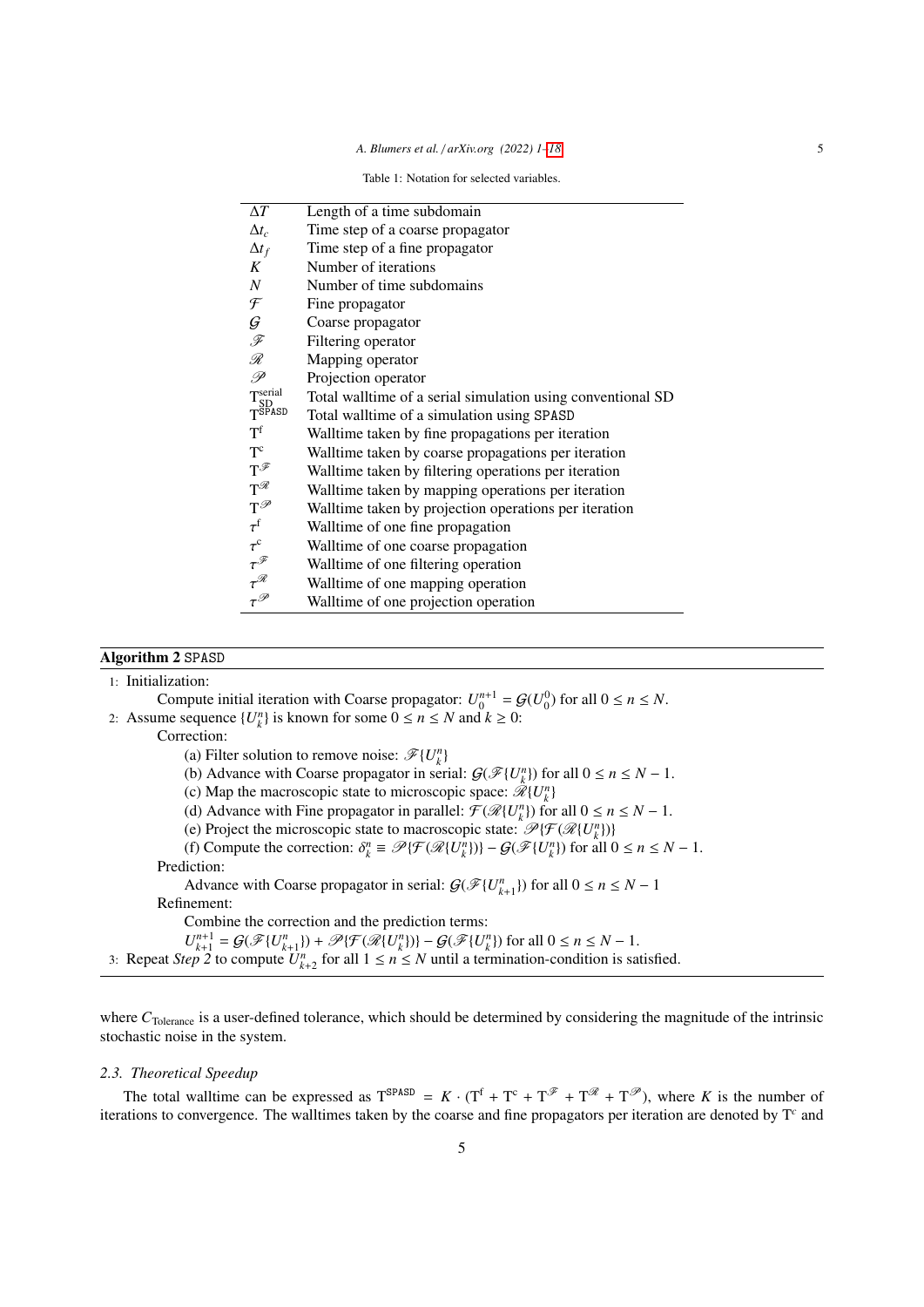Table 1: Notation for selected variables.

| | |
|---|---|
| $\Delta T$ | Length of a time subdomain |
| $\Delta t_c$ | Time step of a coarse propagator |
| $\Delta t_f$ | Time step of a fine propagator |
| $K$ | Number of iterations |
| $N$ | Number of time subdomains |
| $\mathcal{F}$ | Fine propagator |
| $\mathcal{G}$ | Coarse propagator |
| $\mathscr{F}$ | Filtering operator |
| $\mathscr{R}$ | Mapping operator |
| $\mathscr{P}$ | Projection operator |
| $\mathrm{T}_{\mathrm{SD}}^{\mathrm{serial}}$ | Total walltime of a serial simulation using conventional SD |
| $\mathrm{T}^{\mathtt{SPASD}}$ | Total walltime of a simulation using SPASD |
| $\mathrm{T}^{\mathrm{f}}$ | Walltime taken by fine propagations per iteration |
| $\mathrm{T}^{\mathrm{c}}$ | Walltime taken by coarse propagations per iteration |
| $\mathrm{T}^{\mathscr{F}}$ | Walltime taken by filtering operations per iteration |
| $\mathrm{T}^{\mathscr{R}}$ | Walltime taken by mapping operations per iteration |
| $\mathrm{T}^{\mathscr{P}}$ | Walltime taken by projection operations per iteration |
| $\tau^{\mathrm{f}}$ | Walltime of one fine propagation |
| $\tau^{\mathrm{c}}$ | Walltime of one coarse propagation |
| $\tau^{\mathscr{F}}$ | Walltime of one filtering operation |
| $\tau^{\mathscr{R}}$ | Walltime of one mapping operation |
| $\tau^{\mathscr{P}}$ | Walltime of one projection operation |

**Algorithm 2** SPASD

1: Initialization:
  Compute initial iteration with Coarse propagator: $U_0^{n+1} = \mathcal{G}(U_0^0)$ for all $0 \leq n \leq N$.

2: Assume sequence $\{U_k^n\}$ is known for some $0 \leq n \leq N$ and $k \geq 0$:
  Correction:
    (a) Filter solution to remove noise: $\mathscr{F}\{U_k^n\}$
    (b) Advance with Coarse propagator in serial: $\mathcal{G}(\mathscr{F}\{U_k^n\})$ for all $0 \leq n \leq N-1$.
    (c) Map the macroscopic state to microscopic space: $\mathscr{R}\{U_k^n\}$
    (d) Advance with Fine propagator in parallel: $\mathcal{F}(\mathscr{R}\{U_k^n\})$ for all $0 \leq n \leq N-1$.
    (e) Project the microscopic state to macroscopic state: $\mathscr{P}\{\mathcal{F}(\mathscr{R}\{U_k^n\})\}$
    (f) Compute the correction: $\delta_k^n \equiv \mathscr{P}\{\mathcal{F}(\mathscr{R}\{U_k^n\})\} - \mathcal{G}(\mathscr{F}\{U_k^n\})$ for all $0 \leq n \leq N-1$.
  Prediction:
    Advance with Coarse propagator in serial: $\mathcal{G}(\mathscr{F}\{U_{k+1}^n\})$ for all $0 \leq n \leq N-1$
  Refinement:
    Combine the correction and the prediction terms:
    $U_{k+1}^{n+1} = \mathcal{G}(\mathscr{F}\{U_{k+1}^n\}) + \mathscr{P}\{\mathcal{F}(\mathscr{R}\{U_k^n\})\} - \mathcal{G}(\mathscr{F}\{U_k^n\})$ for all $0 \leq n \leq N-1$.

3: Repeat *Step 2* to compute $U_{k+2}^n$ for all $1 \leq n \leq N$ until a termination-condition is satisfied.

where $C_{\text{Tolerance}}$ is a user-defined tolerance, which should be determined by considering the magnitude of the intrinsic stochastic noise in the system.

### 2.3. Theoretical Speedup

The total walltime can be expressed as $\mathrm{T}^{\mathtt{SPASD}} = K \cdot (\mathrm{T}^{\mathrm{f}} + \mathrm{T}^{\mathrm{c}} + \mathrm{T}^{\mathscr{F}} + \mathrm{T}^{\mathscr{R}} + \mathrm{T}^{\mathscr{P}})$, where $K$ is the number of iterations to convergence. The walltimes taken by the coarse and fine propagators per iteration are denoted by $\mathrm{T}^{\mathrm{c}}$ and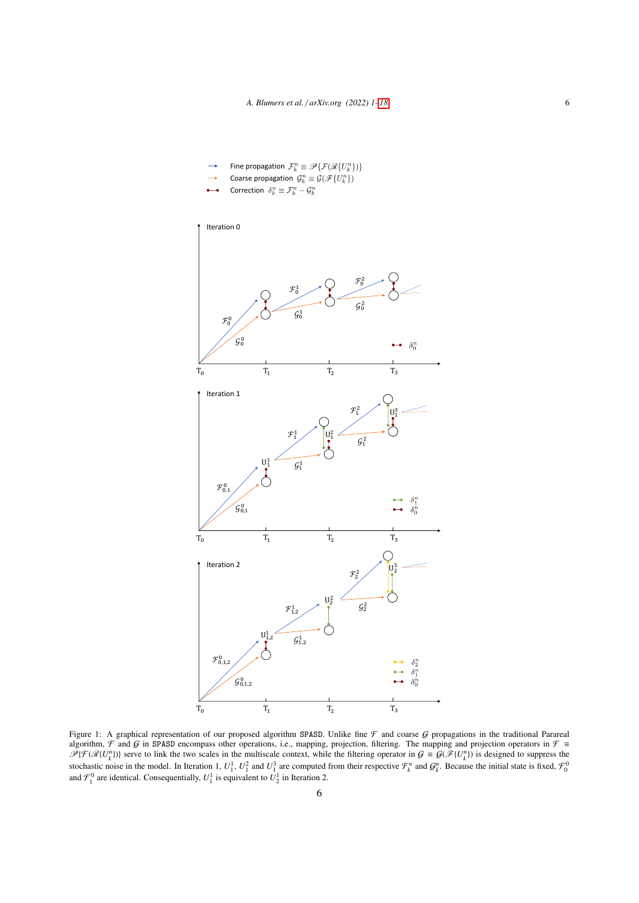Fine propagation $\mathcal{F}_k^n \equiv \mathscr{P}\{\mathcal{F}(\mathscr{R}\{U_k^n\})\}$

Coarse propagation $\mathcal{G}_k^n \equiv \mathcal{G}(\mathscr{F}\{U_k^n\})$

Correction $\delta_k^n \equiv \mathcal{F}_k^n - \mathcal{G}_k^n$

Iteration 0

Iteration 1

Iteration 2

Figure 1: A graphical representation of our proposed algorithm SPASD. Unlike fine $\mathcal{F}$ and coarse $\mathcal{G}$ propagations in the traditional Parareal algorithm, $\mathcal{F}$ and $\mathcal{G}$ in SPASD encompass other operations, i.e., mapping, projection, filtering. The mapping and projection operators in $\mathcal{F} \equiv \mathscr{P}\{\mathcal{F}(\mathscr{R}\{U_k^n\})\}$ serve to link the two scales in the multiscale context, while the filtering operator in $\mathcal{G} \equiv \mathcal{G}(\mathscr{F}\{U_k^n\})$ is designed to suppress the stochastic noise in the model. In Iteration 1, $U_1^1$, $U_1^2$ and $U_1^3$ are computed from their respective $\mathcal{F}_k^n$ and $\mathcal{G}_k^n$. Because the initial state is fixed, $\mathcal{F}_0^0$ and $\mathcal{F}_1^0$ are identical. Consequentially, $U_1^1$ is equivalent to $U_2^1$ in Iteration 2.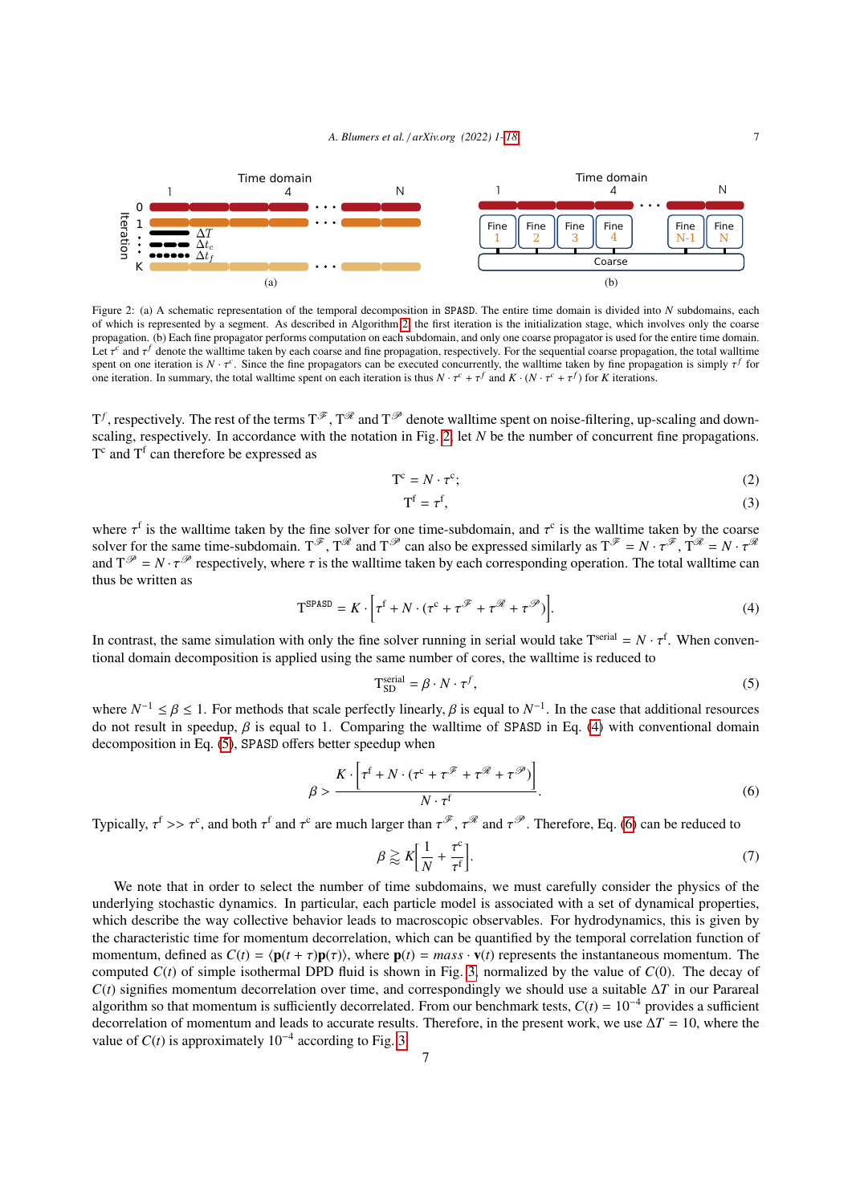Figure 2: (a) A schematic representation of the temporal decomposition in SPASD. The entire time domain is divided into $N$ subdomains, each of which is represented by a segment. As described in Algorithm 2, the first iteration is the initialization stage, which involves only the coarse propagation. (b) Each fine propagator performs computation on each subdomain, and only one coarse propagator is used for the entire time domain. Let $\tau^c$ and $\tau^f$ denote the walltime taken by each coarse and fine propagation, respectively. For the sequential coarse propagation, the total walltime spent on one iteration is $N \cdot \tau^c$. Since the fine propagators can be executed concurrently, the walltime taken by fine propagation is simply $\tau^f$ for one iteration. In summary, the total walltime spent on each iteration is thus $N \cdot \tau^c + \tau^f$ and $K \cdot (N \cdot \tau^c + \tau^f)$ for $K$ iterations.

$\mathrm{T}^f$, respectively. The rest of the terms $\mathrm{T}^{\mathscr{F}}$, $\mathrm{T}^{\mathscr{R}}$ and $\mathrm{T}^{\mathscr{P}}$ denote walltime spent on noise-filtering, up-scaling and down-scaling, respectively. In accordance with the notation in Fig. 2, let $N$ be the number of concurrent fine propagations. $\mathrm{T}^c$ and $\mathrm{T}^f$ can therefore be expressed as

$$\mathrm{T}^c = N \cdot \tau^c; \tag{2}$$

$$\mathrm{T}^f = \tau^f, \tag{3}$$

where $\tau^f$ is the walltime taken by the fine solver for one time-subdomain, and $\tau^c$ is the walltime taken by the coarse solver for the same time-subdomain. $\mathrm{T}^{\mathscr{F}}$, $\mathrm{T}^{\mathscr{R}}$ and $\mathrm{T}^{\mathscr{P}}$ can also be expressed similarly as $\mathrm{T}^{\mathscr{F}} = N \cdot \tau^{\mathscr{F}}$, $\mathrm{T}^{\mathscr{R}} = N \cdot \tau^{\mathscr{R}}$ and $\mathrm{T}^{\mathscr{P}} = N \cdot \tau^{\mathscr{P}}$ respectively, where $\tau$ is the walltime taken by each corresponding operation. The total walltime can thus be written as

$$\mathrm{T}^{\mathrm{SPASD}} = K \cdot \left[ \tau^f + N \cdot (\tau^c + \tau^{\mathscr{F}} + \tau^{\mathscr{R}} + \tau^{\mathscr{P}}) \right]. \tag{4}$$

In contrast, the same simulation with only the fine solver running in serial would take $\mathrm{T}^{\mathrm{serial}} = N \cdot \tau^f$. When conventional domain decomposition is applied using the same number of cores, the walltime is reduced to

$$\mathrm{T}^{\mathrm{serial}}_{\mathrm{SD}} = \beta \cdot N \cdot \tau^f, \tag{5}$$

where $N^{-1} \leq \beta \leq 1$. For methods that scale perfectly linearly, $\beta$ is equal to $N^{-1}$. In the case that additional resources do not result in speedup, $\beta$ is equal to 1. Comparing the walltime of SPASD in Eq. (4) with conventional domain decomposition in Eq. (5), SPASD offers better speedup when

$$\beta > \frac{K \cdot \left[ \tau^f + N \cdot (\tau^c + \tau^{\mathscr{F}} + \tau^{\mathscr{R}} + \tau^{\mathscr{P}}) \right]}{N \cdot \tau^f}. \tag{6}$$

Typically, $\tau^f >> \tau^c$, and both $\tau^f$ and $\tau^c$ are much larger than $\tau^{\mathscr{F}}$, $\tau^{\mathscr{R}}$ and $\tau^{\mathscr{P}}$. Therefore, Eq. (6) can be reduced to

$$\beta \gtrapprox K \left[ \frac{1}{N} + \frac{\tau^c}{\tau^f} \right]. \tag{7}$$

We note that in order to select the number of time subdomains, we must carefully consider the physics of the underlying stochastic dynamics. In particular, each particle model is associated with a set of dynamical properties, which describe the way collective behavior leads to macroscopic observables. For hydrodynamics, this is given by the characteristic time for momentum decorrelation, which can be quantified by the temporal correlation function of momentum, defined as $C(t) = \langle \mathbf{p}(t+\tau)\mathbf{p}(\tau) \rangle$, where $\mathbf{p}(t) = mass \cdot \mathbf{v}(t)$ represents the instantaneous momentum. The computed $C(t)$ of simple isothermal DPD fluid is shown in Fig. 3, normalized by the value of $C(0)$. The decay of $C(t)$ signifies momentum decorrelation over time, and correspondingly we should use a suitable $\Delta T$ in our Parareal algorithm so that momentum is sufficiently decorrelated. From our benchmark tests, $C(t) = 10^{-4}$ provides a sufficient decorrelation of momentum and leads to accurate results. Therefore, in the present work, we use $\Delta T = 10$, where the value of $C(t)$ is approximately $10^{-4}$ according to Fig. 3.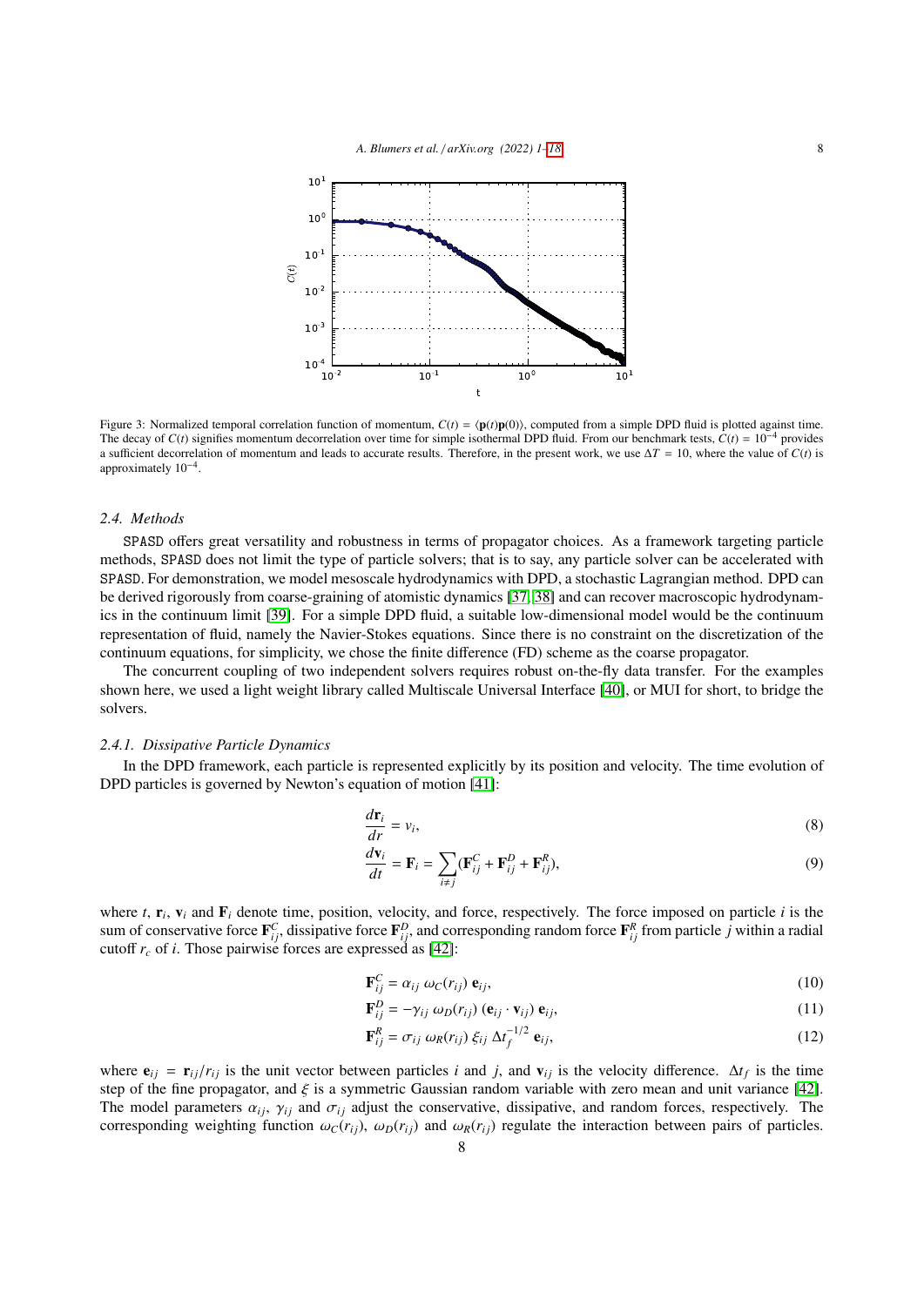Figure 3: Normalized temporal correlation function of momentum, $C(t) = \langle \mathbf{p}(t)\mathbf{p}(0) \rangle$, computed from a simple DPD fluid is plotted against time. The decay of $C(t)$ signifies momentum decorrelation over time for simple isothermal DPD fluid. From our benchmark tests, $C(t) = 10^{-4}$ provides a sufficient decorrelation of momentum and leads to accurate results. Therefore, in the present work, we use $\Delta T = 10$, where the value of $C(t)$ is approximately $10^{-4}$.

### 2.4. Methods

SPASD offers great versatility and robustness in terms of propagator choices. As a framework targeting particle methods, SPASD does not limit the type of particle solvers; that is to say, any particle solver can be accelerated with SPASD. For demonstration, we model mesoscale hydrodynamics with DPD, a stochastic Lagrangian method. DPD can be derived rigorously from coarse-graining of atomistic dynamics [37, 38] and can recover macroscopic hydrodynamics in the continuum limit [39]. For a simple DPD fluid, a suitable low-dimensional model would be the continuum representation of fluid, namely the Navier-Stokes equations. Since there is no constraint on the discretization of the continuum equations, for simplicity, we chose the finite difference (FD) scheme as the coarse propagator.

The concurrent coupling of two independent solvers requires robust on-the-fly data transfer. For the examples shown here, we used a light weight library called Multiscale Universal Interface [40], or MUI for short, to bridge the solvers.

#### 2.4.1. Dissipative Particle Dynamics

In the DPD framework, each particle is represented explicitly by its position and velocity. The time evolution of DPD particles is governed by Newton's equation of motion [41]:

$$\frac{d\mathbf{r}_i}{dr} = v_i, \tag{8}$$

$$\frac{d\mathbf{v}_i}{dt} = \mathbf{F}_i = \sum_{i \neq j} (\mathbf{F}_{ij}^C + \mathbf{F}_{ij}^D + \mathbf{F}_{ij}^R), \tag{9}$$

where $t$, $\mathbf{r}_i$, $\mathbf{v}_i$ and $\mathbf{F}_i$ denote time, position, velocity, and force, respectively. The force imposed on particle $i$ is the sum of conservative force $\mathbf{F}_{ij}^C$, dissipative force $\mathbf{F}_{ij}^D$, and corresponding random force $\mathbf{F}_{ij}^R$ from particle $j$ within a radial cutoff $r_c$ of $i$. Those pairwise forces are expressed as [42]:

$$\mathbf{F}_{ij}^C = \alpha_{ij}\ \omega_C(r_{ij})\ \mathbf{e}_{ij}, \tag{10}$$

$$\mathbf{F}_{ij}^D = -\gamma_{ij}\ \omega_D(r_{ij})\ (\mathbf{e}_{ij} \cdot \mathbf{v}_{ij})\ \mathbf{e}_{ij}, \tag{11}$$

$$\mathbf{F}_{ij}^R = \sigma_{ij}\ \omega_R(r_{ij})\ \xi_{ij}\ \Delta t_f^{-1/2}\ \mathbf{e}_{ij}, \tag{12}$$

where $\mathbf{e}_{ij} = \mathbf{r}_{ij}/r_{ij}$ is the unit vector between particles $i$ and $j$, and $\mathbf{v}_{ij}$ is the velocity difference. $\Delta t_f$ is the time step of the fine propagator, and $\xi$ is a symmetric Gaussian random variable with zero mean and unit variance [42]. The model parameters $\alpha_{ij}$, $\gamma_{ij}$ and $\sigma_{ij}$ adjust the conservative, dissipative, and random forces, respectively. The corresponding weighting function $\omega_C(r_{ij})$, $\omega_D(r_{ij})$ and $\omega_R(r_{ij})$ regulate the interaction between pairs of particles.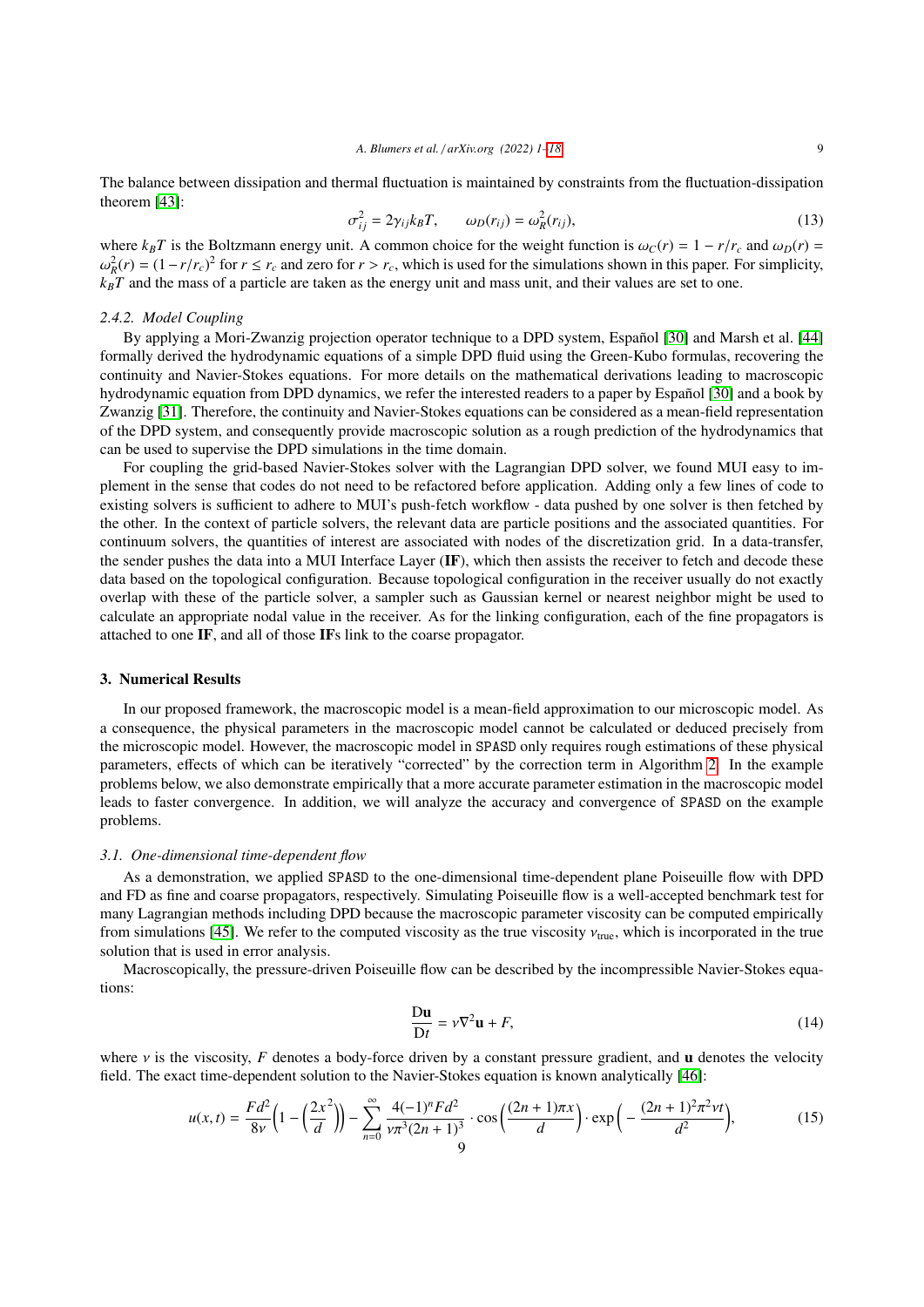The balance between dissipation and thermal fluctuation is maintained by constraints from the fluctuation-dissipation theorem [43]:

$$\sigma_{ij}^2 = 2\gamma_{ij}k_BT, \qquad \omega_D(r_{ij}) = \omega_R^2(r_{ij}), \tag{13}$$

where $k_BT$ is the Boltzmann energy unit. A common choice for the weight function is $\omega_C(r) = 1 - r/r_c$ and $\omega_D(r) = \omega_R^2(r) = (1-r/r_c)^2$ for $r \le r_c$ and zero for $r > r_c$, which is used for the simulations shown in this paper. For simplicity, $k_BT$ and the mass of a particle are taken as the energy unit and mass unit, and their values are set to one.

### *2.4.2. Model Coupling*

By applying a Mori-Zwanzig projection operator technique to a DPD system, Español [30] and Marsh et al. [44] formally derived the hydrodynamic equations of a simple DPD fluid using the Green-Kubo formulas, recovering the continuity and Navier-Stokes equations. For more details on the mathematical derivations leading to macroscopic hydrodynamic equation from DPD dynamics, we refer the interested readers to a paper by Español [30] and a book by Zwanzig [31]. Therefore, the continuity and Navier-Stokes equations can be considered as a mean-field representation of the DPD system, and consequently provide macroscopic solution as a rough prediction of the hydrodynamics that can be used to supervise the DPD simulations in the time domain.

For coupling the grid-based Navier-Stokes solver with the Lagrangian DPD solver, we found MUI easy to implement in the sense that codes do not need to be refactored before application. Adding only a few lines of code to existing solvers is sufficient to adhere to MUI's push-fetch workflow - data pushed by one solver is then fetched by the other. In the context of particle solvers, the relevant data are particle positions and the associated quantities. For continuum solvers, the quantities of interest are associated with nodes of the discretization grid. In a data-transfer, the sender pushes the data into a MUI Interface Layer (**IF**), which then assists the receiver to fetch and decode these data based on the topological configuration. Because topological configuration in the receiver usually do not exactly overlap with these of the particle solver, a sampler such as Gaussian kernel or nearest neighbor might be used to calculate an appropriate nodal value in the receiver. As for the linking configuration, each of the fine propagators is attached to one **IF**, and all of those **IF**s link to the coarse propagator.

## 3. Numerical Results

In our proposed framework, the macroscopic model is a mean-field approximation to our microscopic model. As a consequence, the physical parameters in the macroscopic model cannot be calculated or deduced precisely from the microscopic model. However, the macroscopic model in `SPASD` only requires rough estimations of these physical parameters, effects of which can be iteratively "corrected" by the correction term in Algorithm 2. In the example problems below, we also demonstrate empirically that a more accurate parameter estimation in the macroscopic model leads to faster convergence. In addition, we will analyze the accuracy and convergence of `SPASD` on the example problems.

### *3.1. One-dimensional time-dependent flow*

As a demonstration, we applied `SPASD` to the one-dimensional time-dependent plane Poiseuille flow with DPD and FD as fine and coarse propagators, respectively. Simulating Poiseuille flow is a well-accepted benchmark test for many Lagrangian methods including DPD because the macroscopic parameter viscosity can be computed empirically from simulations [45]. We refer to the computed viscosity as the true viscosity $\nu_{\text{true}}$, which is incorporated in the true solution that is used in error analysis.

Macroscopically, the pressure-driven Poiseuille flow can be described by the incompressible Navier-Stokes equations:

$$\frac{\mathrm{D}\mathbf{u}}{\mathrm{D}t} = \nu\nabla^2\mathbf{u} + F, \tag{14}$$

where $\nu$ is the viscosity, $F$ denotes a body-force driven by a constant pressure gradient, and $\mathbf{u}$ denotes the velocity field. The exact time-dependent solution to the Navier-Stokes equation is known analytically [46]:

$$u(x,t) = \frac{Fd^2}{8\nu}\left(1 - \left(\frac{2x}{d}^2\right)\right) - \sum_{n=0}^{\infty} \frac{4(-1)^n Fd^2}{\nu\pi^3(2n+1)^3} \cdot \cos\left(\frac{(2n+1)\pi x}{d}\right) \cdot \exp\left(-\frac{(2n+1)^2\pi^2\nu t}{d^2}\right), \tag{15}$$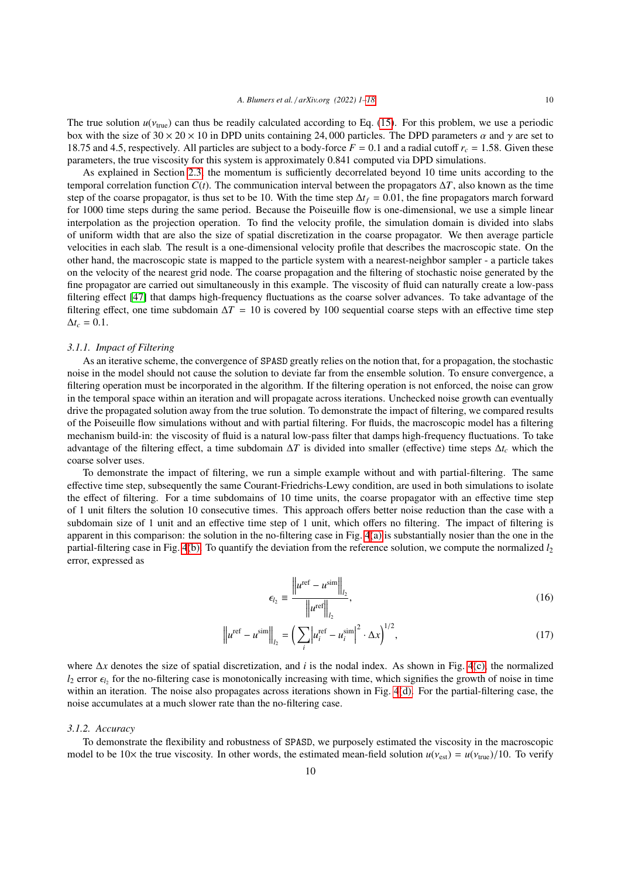The true solution $u(\nu_{\text{true}})$ can thus be readily calculated according to Eq. (15). For this problem, we use a periodic box with the size of $30 \times 20 \times 10$ in DPD units containing 24,000 particles. The DPD parameters $\alpha$ and $\gamma$ are set to 18.75 and 4.5, respectively. All particles are subject to a body-force $F = 0.1$ and a radial cutoff $r_c = 1.58$. Given these parameters, the true viscosity for this system is approximately 0.841 computed via DPD simulations.

As explained in Section 2.3, the momentum is sufficiently decorrelated beyond 10 time units according to the temporal correlation function $C(t)$. The communication interval between the propagators $\Delta T$, also known as the time step of the coarse propagator, is thus set to be 10. With the time step $\Delta t_f = 0.01$, the fine propagators march forward for 1000 time steps during the same period. Because the Poiseuille flow is one-dimensional, we use a simple linear interpolation as the projection operation. To find the velocity profile, the simulation domain is divided into slabs of uniform width that are also the size of spatial discretization in the coarse propagator. We then average particle velocities in each slab. The result is a one-dimensional velocity profile that describes the macroscopic state. On the other hand, the macroscopic state is mapped to the particle system with a nearest-neighbor sampler - a particle takes on the velocity of the nearest grid node. The coarse propagation and the filtering of stochastic noise generated by the fine propagator are carried out simultaneously in this example. The viscosity of fluid can naturally create a low-pass filtering effect [47] that damps high-frequency fluctuations as the coarse solver advances. To take advantage of the filtering effect, one time subdomain $\Delta T = 10$ is covered by 100 sequential coarse steps with an effective time step $\Delta t_c = 0.1$.

### 3.1.1. Impact of Filtering

As an iterative scheme, the convergence of SPASD greatly relies on the notion that, for a propagation, the stochastic noise in the model should not cause the solution to deviate far from the ensemble solution. To ensure convergence, a filtering operation must be incorporated in the algorithm. If the filtering operation is not enforced, the noise can grow in the temporal space within an iteration and will propagate across iterations. Unchecked noise growth can eventually drive the propagated solution away from the true solution. To demonstrate the impact of filtering, we compared results of the Poiseuille flow simulations without and with partial filtering. For fluids, the macroscopic model has a filtering mechanism build-in: the viscosity of fluid is a natural low-pass filter that damps high-frequency fluctuations. To take advantage of the filtering effect, a time subdomain $\Delta T$ is divided into smaller (effective) time steps $\Delta t_c$ which the coarse solver uses.

To demonstrate the impact of filtering, we run a simple example without and with partial-filtering. The same effective time step, subsequently the same Courant-Friedrichs-Lewy condition, are used in both simulations to isolate the effect of filtering. For a time subdomains of 10 time units, the coarse propagator with an effective time step of 1 unit filters the solution 10 consecutive times. This approach offers better noise reduction than the case with a subdomain size of 1 unit and an effective time step of 1 unit, which offers no filtering. The impact of filtering is apparent in this comparison: the solution in the no-filtering case in Fig. 4(a) is substantially nosier than the one in the partial-filtering case in Fig. 4(b). To quantify the deviation from the reference solution, we compute the normalized $l_2$ error, expressed as

$$\epsilon_{l_2} \equiv \frac{\left\| u^{\text{ref}} - u^{\text{sim}} \right\|_{l_2}}{\left\| u^{\text{ref}} \right\|_{l_2}}, \tag{16}$$

$$\left\| u^{\text{ref}} - u^{\text{sim}} \right\|_{l_2} = \Big( \sum_i \left| u_i^{\text{ref}} - u_i^{\text{sim}} \right|^2 \cdot \Delta x \Big)^{1/2}, \tag{17}$$

where $\Delta x$ denotes the size of spatial discretization, and $i$ is the nodal index. As shown in Fig. 4(c), the normalized $l_2$ error $\epsilon_{l_2}$ for the no-filtering case is monotonically increasing with time, which signifies the growth of noise in time within an iteration. The noise also propagates across iterations shown in Fig. 4(d). For the partial-filtering case, the noise accumulates at a much slower rate than the no-filtering case.

### 3.1.2. Accuracy

To demonstrate the flexibility and robustness of SPASD, we purposely estimated the viscosity in the macroscopic model to be 10× the true viscosity. In other words, the estimated mean-field solution $u(\nu_{\text{est}}) = u(\nu_{\text{true}})/10$. To verify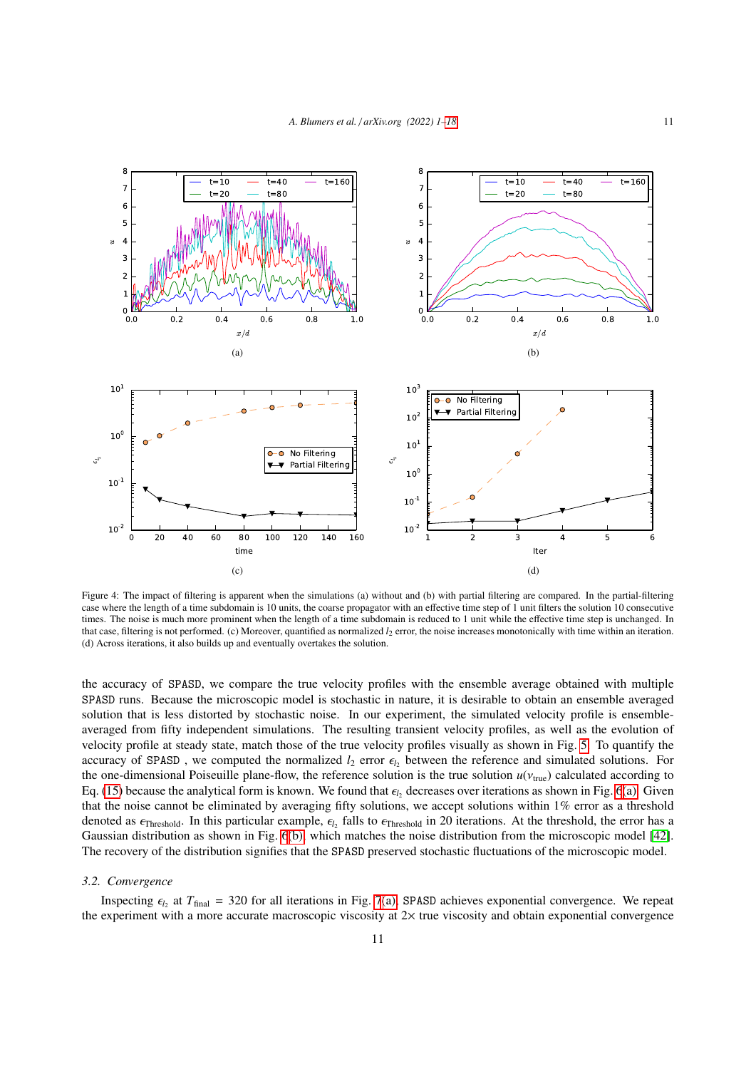Figure 4: The impact of filtering is apparent when the simulations (a) without and (b) with partial filtering are compared. In the partial-filtering case where the length of a time subdomain is 10 units, the coarse propagator with an effective time step of 1 unit filters the solution 10 consecutive times. The noise is much more prominent when the length of a time subdomain is reduced to 1 unit while the effective time step is unchanged. In that case, filtering is not performed. (c) Moreover, quantified as normalized $l_2$ error, the noise increases monotonically with time within an iteration. (d) Across iterations, it also builds up and eventually overtakes the solution.

the accuracy of SPASD, we compare the true velocity profiles with the ensemble average obtained with multiple SPASD runs. Because the microscopic model is stochastic in nature, it is desirable to obtain an ensemble averaged solution that is less distorted by stochastic noise. In our experiment, the simulated velocity profile is ensemble-averaged from fifty independent simulations. The resulting transient velocity profiles, as well as the evolution of velocity profile at steady state, match those of the true velocity profiles visually as shown in Fig. 5. To quantify the accuracy of SPASD , we computed the normalized $l_2$ error $\epsilon_{l_2}$ between the reference and simulated solutions. For the one-dimensional Poiseuille plane-flow, the reference solution is the true solution $u(\nu_{\text{true}})$ calculated according to Eq. (15) because the analytical form is known. We found that $\epsilon_{l_2}$ decreases over iterations as shown in Fig. 6(a). Given that the noise cannot be eliminated by averaging fifty solutions, we accept solutions within 1% error as a threshold denoted as $\epsilon_{\text{Threshold}}$. In this particular example, $\epsilon_{l_2}$ falls to $\epsilon_{\text{Threshold}}$ in 20 iterations. At the threshold, the error has a Gaussian distribution as shown in Fig. 6(b), which matches the noise distribution from the microscopic model [42]. The recovery of the distribution signifies that the SPASD preserved stochastic fluctuations of the microscopic model.

### 3.2. Convergence

Inspecting $\epsilon_{l_2}$ at $T_{\text{final}} = 320$ for all iterations in Fig. 7(a), SPASD achieves exponential convergence. We repeat the experiment with a more accurate macroscopic viscosity at 2× true viscosity and obtain exponential convergence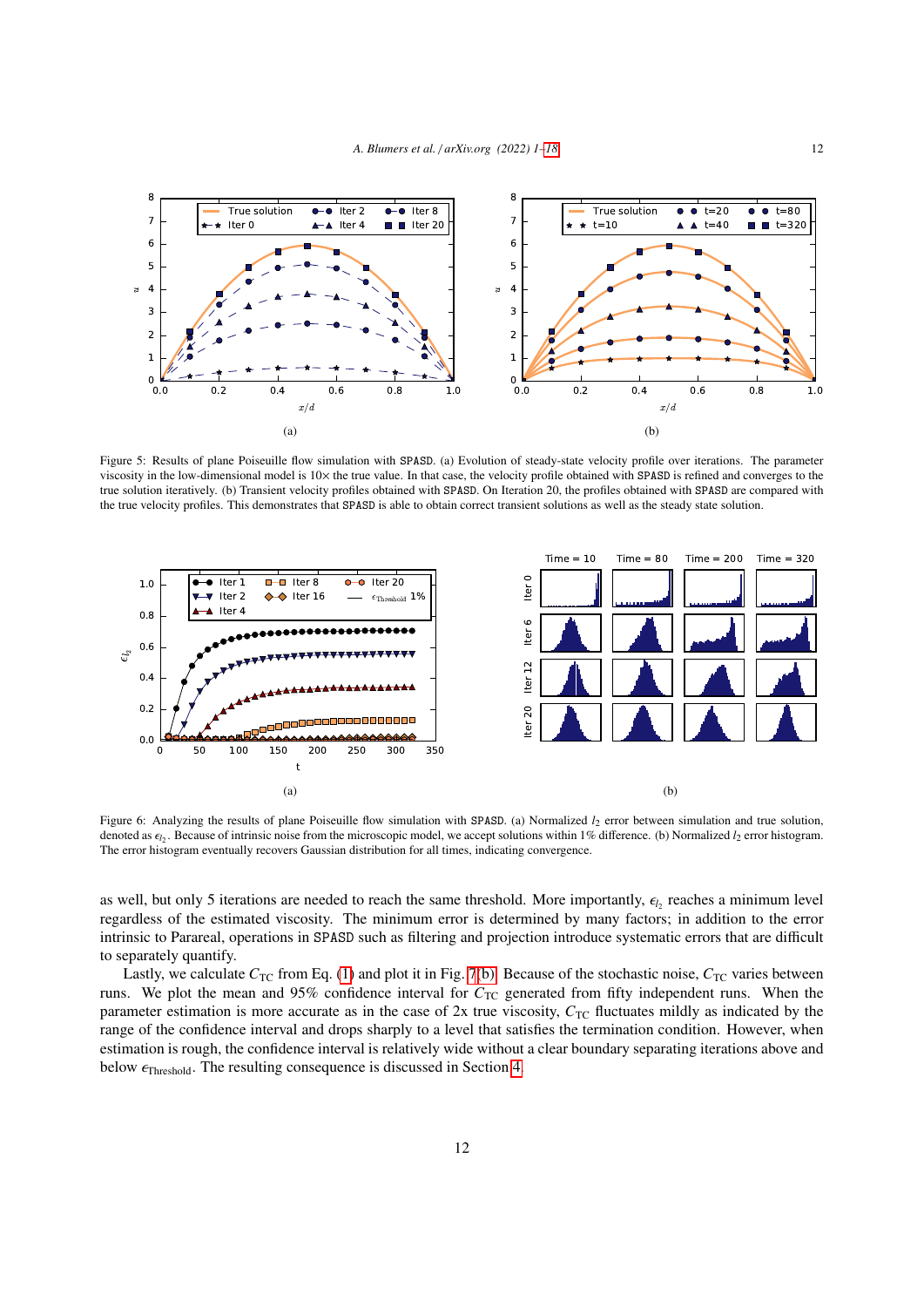Figure 5: Results of plane Poiseuille flow simulation with SPASD. (a) Evolution of steady-state velocity profile over iterations. The parameter viscosity in the low-dimensional model is 10× the true value. In that case, the velocity profile obtained with SPASD is refined and converges to the true solution iteratively. (b) Transient velocity profiles obtained with SPASD. On Iteration 20, the profiles obtained with SPASD are compared with the true velocity profiles. This demonstrates that SPASD is able to obtain correct transient solutions as well as the steady state solution.

Figure 6: Analyzing the results of plane Poiseuille flow simulation with SPASD. (a) Normalized $l_2$ error between simulation and true solution, denoted as $\epsilon_{l_2}$. Because of intrinsic noise from the microscopic model, we accept solutions within 1% difference. (b) Normalized $l_2$ error histogram. The error histogram eventually recovers Gaussian distribution for all times, indicating convergence.

as well, but only 5 iterations are needed to reach the same threshold. More importantly, $\epsilon_{l_2}$ reaches a minimum level regardless of the estimated viscosity. The minimum error is determined by many factors; in addition to the error intrinsic to Parareal, operations in SPASD such as filtering and projection introduce systematic errors that are difficult to separately quantify.

Lastly, we calculate $C_{\text{TC}}$ from Eq. (1) and plot it in Fig. 7(b). Because of the stochastic noise, $C_{\text{TC}}$ varies between runs. We plot the mean and 95% confidence interval for $C_{\text{TC}}$ generated from fifty independent runs. When the parameter estimation is more accurate as in the case of 2x true viscosity, $C_{\text{TC}}$ fluctuates mildly as indicated by the range of the confidence interval and drops sharply to a level that satisfies the termination condition. However, when estimation is rough, the confidence interval is relatively wide without a clear boundary separating iterations above and below $\epsilon_{\text{Threshold}}$. The resulting consequence is discussed in Section 4.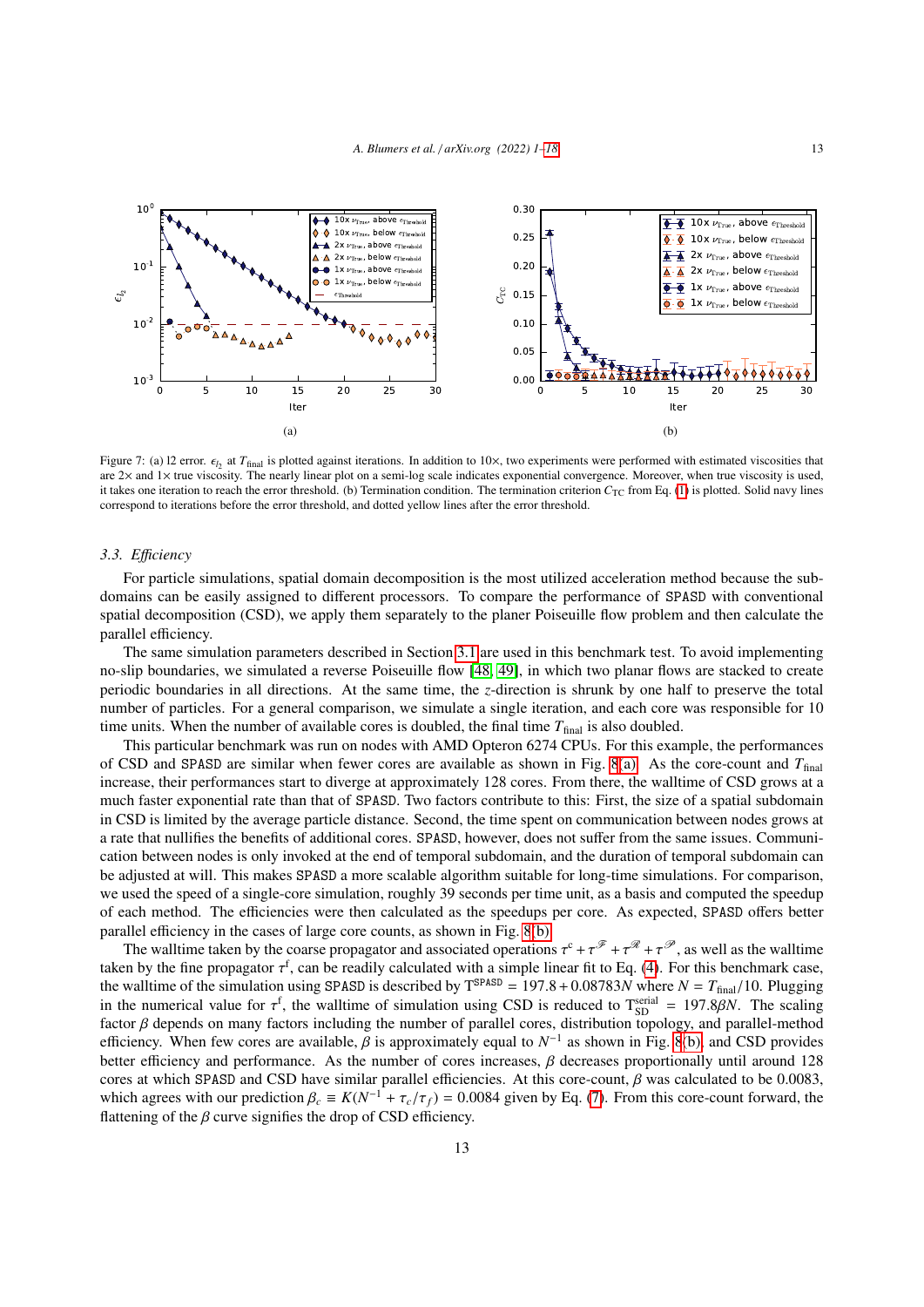Figure 7: (a) l2 error. $\epsilon_{l_2}$ at $T_{\text{final}}$ is plotted against iterations. In addition to 10×, two experiments were performed with estimated viscosities that are 2× and 1× true viscosity. The nearly linear plot on a semi-log scale indicates exponential convergence. Moreover, when true viscosity is used, it takes one iteration to reach the error threshold. (b) Termination condition. The termination criterion $C_{\text{TC}}$ from Eq. (1) is plotted. Solid navy lines correspond to iterations before the error threshold, and dotted yellow lines after the error threshold.

### 3.3. Efficiency

For particle simulations, spatial domain decomposition is the most utilized acceleration method because the subdomains can be easily assigned to different processors. To compare the performance of SPASD with conventional spatial decomposition (CSD), we apply them separately to the planer Poiseuille flow problem and then calculate the parallel efficiency.

The same simulation parameters described in Section 3.1 are used in this benchmark test. To avoid implementing no-slip boundaries, we simulated a reverse Poiseuille flow [48, 49], in which two planar flows are stacked to create periodic boundaries in all directions. At the same time, the $z$-direction is shrunk by one half to preserve the total number of particles. For a general comparison, we simulate a single iteration, and each core was responsible for 10 time units. When the number of available cores is doubled, the final time $T_{\text{final}}$ is also doubled.

This particular benchmark was run on nodes with AMD Opteron 6274 CPUs. For this example, the performances of CSD and SPASD are similar when fewer cores are available as shown in Fig. 8(a). As the core-count and $T_{\text{final}}$ increase, their performances start to diverge at approximately 128 cores. From there, the walltime of CSD grows at a much faster exponential rate than that of SPASD. Two factors contribute to this: First, the size of a spatial subdomain in CSD is limited by the average particle distance. Second, the time spent on communication between nodes grows at a rate that nullifies the benefits of additional cores. SPASD, however, does not suffer from the same issues. Communication between nodes is only invoked at the end of temporal subdomain, and the duration of temporal subdomain can be adjusted at will. This makes SPASD a more scalable algorithm suitable for long-time simulations. For comparison, we used the speed of a single-core simulation, roughly 39 seconds per time unit, as a basis and computed the speedup of each method. The efficiencies were then calculated as the speedups per core. As expected, SPASD offers better parallel efficiency in the cases of large core counts, as shown in Fig. 8(b).

The walltime taken by the coarse propagator and associated operations $\tau^{c} + \tau^{\mathscr{F}} + \tau^{\mathscr{R}} + \tau^{\mathscr{P}}$, as well as the walltime taken by the fine propagator $\tau^{f}$, can be readily calculated with a simple linear fit to Eq. (4). For this benchmark case, the walltime of the simulation using SPASD is described by $\text{T}^{\text{SPASD}} = 197.8 + 0.08783N$ where $N = T_{\text{final}}/10$. Plugging in the numerical value for $\tau^{f}$, the walltime of simulation using CSD is reduced to $\text{T}_{\text{SD}}^{\text{serial}} = 197.8\beta N$. The scaling factor $\beta$ depends on many factors including the number of parallel cores, distribution topology, and parallel-method efficiency. When few cores are available, $\beta$ is approximately equal to $N^{-1}$ as shown in Fig. 8(b) and CSD provides better efficiency and performance. As the number of cores increases, $\beta$ decreases proportionally until around 128 cores at which SPASD and CSD have similar parallel efficiencies. At this core-count, $\beta$ was calculated to be 0.0083, which agrees with our prediction $\beta_c \equiv K(N^{-1} + \tau_c/\tau_f) = 0.0084$ given by Eq. (7). From this core-count forward, the flattening of the $\beta$ curve signifies the drop of CSD efficiency.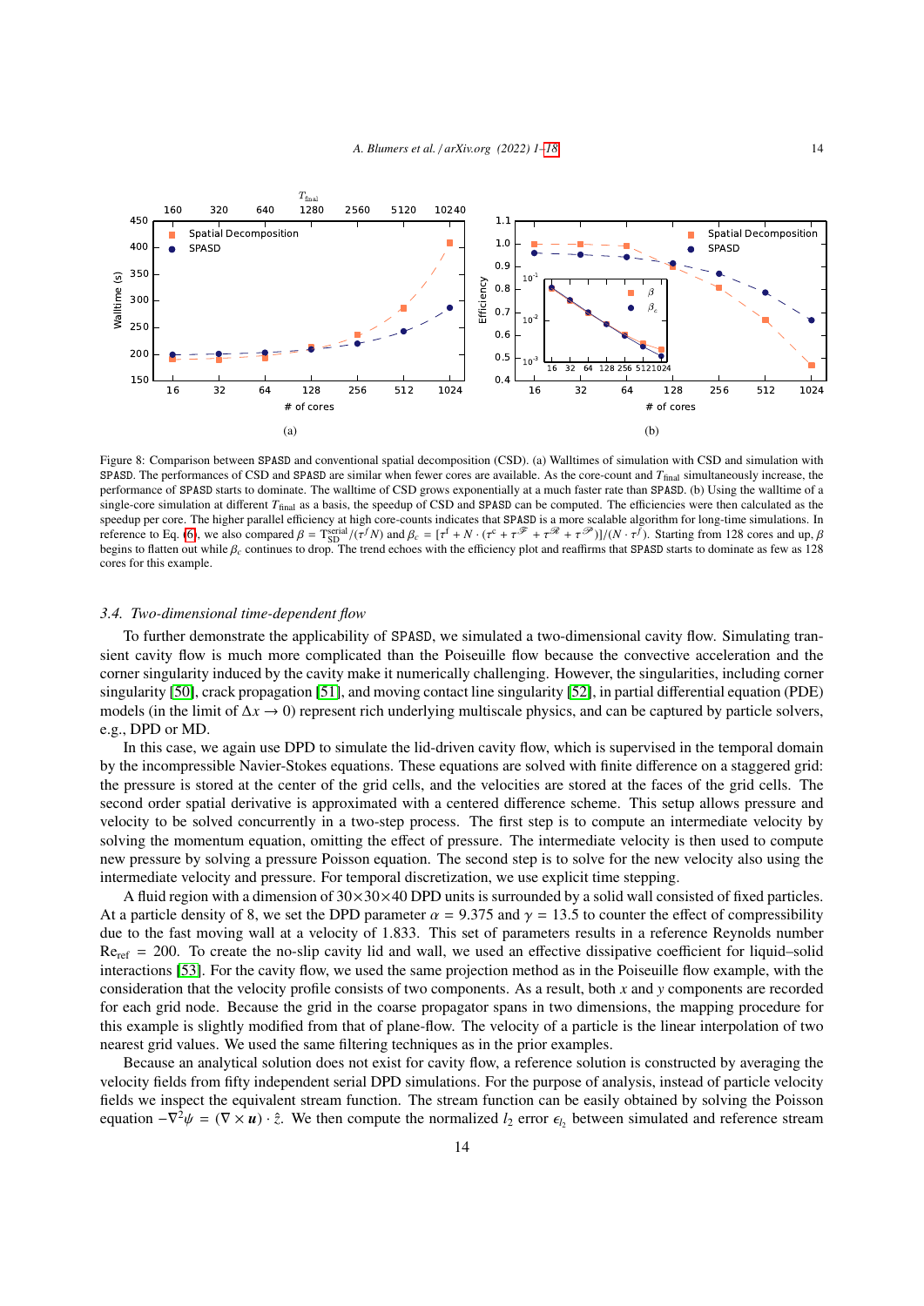Figure 8: Comparison between SPASD and conventional spatial decomposition (CSD). (a) Walltimes of simulation with CSD and simulation with SPASD. The performances of CSD and SPASD are similar when fewer cores are available. As the core-count and $T_{\text{final}}$ simultaneously increase, the performance of SPASD starts to dominate. The walltime of CSD grows exponentially at a much faster rate than SPASD. (b) Using the walltime of a single-core simulation at different $T_{\text{final}}$ as a basis, the speedup of CSD and SPASD can be computed. The efficiencies were then calculated as the speedup per core. The higher parallel efficiency at high core-counts indicates that SPASD is a more scalable algorithm for long-time simulations. In reference to Eq. (6), we also compared $\beta = T^{\text{serial}}_{\text{SD}}/(\tau^f N)$ and $\beta_c = [\tau^f + N \cdot (\tau^c + \tau^{\mathcal{F}} + \tau^{\mathcal{R}} + \tau^{\mathcal{P}})]/(N \cdot \tau^f)$. Starting from 128 cores and up, $\beta$ begins to flatten out while $\beta_c$ continues to drop. The trend echoes with the efficiency plot and reaffirms that SPASD starts to dominate as few as 128 cores for this example.

### 3.4. Two-dimensional time-dependent flow

To further demonstrate the applicability of SPASD, we simulated a two-dimensional cavity flow. Simulating transient cavity flow is much more complicated than the Poiseuille flow because the convective acceleration and the corner singularity induced by the cavity make it numerically challenging. However, the singularities, including corner singularity [50], crack propagation [51], and moving contact line singularity [52], in partial differential equation (PDE) models (in the limit of $\Delta x \to 0$) represent rich underlying multiscale physics, and can be captured by particle solvers, e.g., DPD or MD.

In this case, we again use DPD to simulate the lid-driven cavity flow, which is supervised in the temporal domain by the incompressible Navier-Stokes equations. These equations are solved with finite difference on a staggered grid: the pressure is stored at the center of the grid cells, and the velocities are stored at the faces of the grid cells. The second order spatial derivative is approximated with a centered difference scheme. This setup allows pressure and velocity to be solved concurrently in a two-step process. The first step is to compute an intermediate velocity by solving the momentum equation, omitting the effect of pressure. The intermediate velocity is then used to compute new pressure by solving a pressure Poisson equation. The second step is to solve for the new velocity also using the intermediate velocity and pressure. For temporal discretization, we use explicit time stepping.

A fluid region with a dimension of 30×30×40 DPD units is surrounded by a solid wall consisted of fixed particles. At a particle density of 8, we set the DPD parameter $\alpha = 9.375$ and $\gamma = 13.5$ to counter the effect of compressibility due to the fast moving wall at a velocity of 1.833. This set of parameters results in a reference Reynolds number $\text{Re}_{\text{ref}} = 200$. To create the no-slip cavity lid and wall, we used an effective dissipative coefficient for liquid–solid interactions [53]. For the cavity flow, we used the same projection method as in the Poiseuille flow example, with the consideration that the velocity profile consists of two components. As a result, both $x$ and $y$ components are recorded for each grid node. Because the grid in the coarse propagator spans in two dimensions, the mapping procedure for this example is slightly modified from that of plane-flow. The velocity of a particle is the linear interpolation of two nearest grid values. We used the same filtering techniques as in the prior examples.

Because an analytical solution does not exist for cavity flow, a reference solution is constructed by averaging the velocity fields from fifty independent serial DPD simulations. For the purpose of analysis, instead of particle velocity fields we inspect the equivalent stream function. The stream function can be easily obtained by solving the Poisson equation $-\nabla^2\psi = (\nabla \times \boldsymbol{u}) \cdot \hat{z}$. We then compute the normalized $l_2$ error $\epsilon_{l_2}$ between simulated and reference stream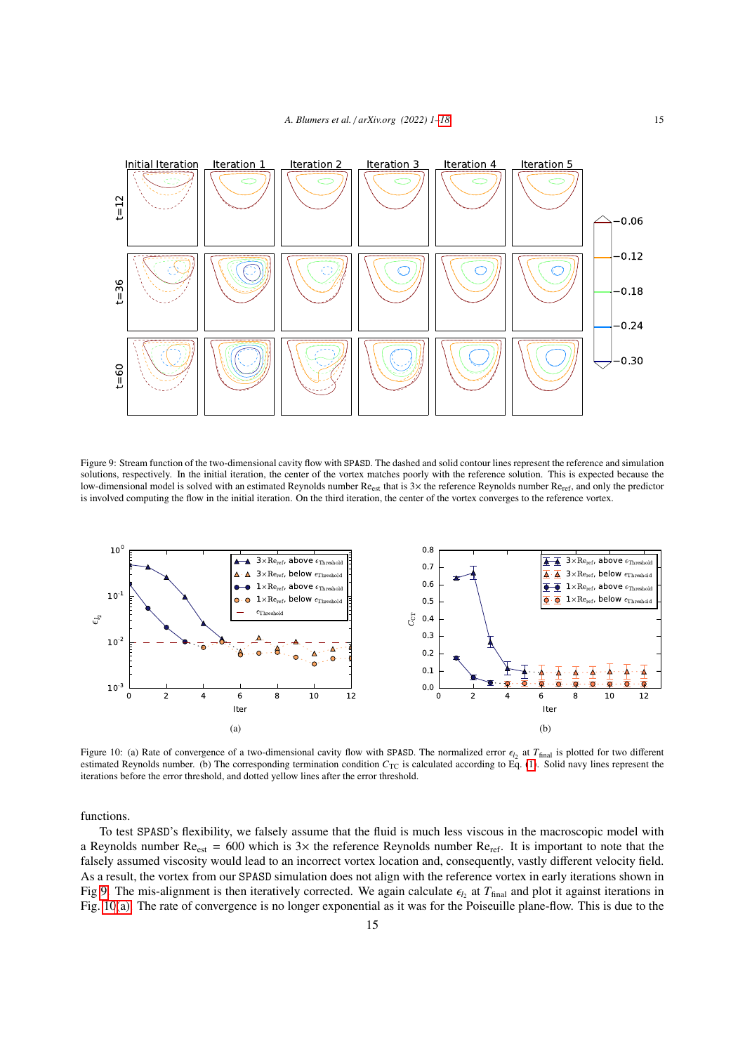Figure 9: Stream function of the two-dimensional cavity flow with SPASD. The dashed and solid contour lines represent the reference and simulation solutions, respectively. In the initial iteration, the center of the vortex matches poorly with the reference solution. This is expected because the low-dimensional model is solved with an estimated Reynolds number $\mathrm{Re}_{\mathrm{est}}$ that is $3\times$ the reference Reynolds number $\mathrm{Re}_{\mathrm{ref}}$, and only the predictor is involved computing the flow in the initial iteration. On the third iteration, the center of the vortex converges to the reference vortex.

(a)

(b)

Figure 10: (a) Rate of convergence of a two-dimensional cavity flow with SPASD. The normalized error $\epsilon_{l_2}$ at $T_{\mathrm{final}}$ is plotted for two different estimated Reynolds number. (b) The corresponding termination condition $C_{\mathrm{TC}}$ is calculated according to Eq. (1). Solid navy lines represent the iterations before the error threshold, and dotted yellow lines after the error threshold.

functions.

To test SPASD's flexibility, we falsely assume that the fluid is much less viscous in the macroscopic model with a Reynolds number $\mathrm{Re}_{\mathrm{est}} = 600$ which is $3\times$ the reference Reynolds number $\mathrm{Re}_{\mathrm{ref}}$. It is important to note that the falsely assumed viscosity would lead to an incorrect vortex location and, consequently, vastly different velocity field. As a result, the vortex from our SPASD simulation does not align with the reference vortex in early iterations shown in Fig 9. The mis-alignment is then iteratively corrected. We again calculate $\epsilon_{l_2}$ at $T_{\mathrm{final}}$ and plot it against iterations in Fig. 10(a). The rate of convergence is no longer exponential as it was for the Poiseuille plane-flow. This is due to the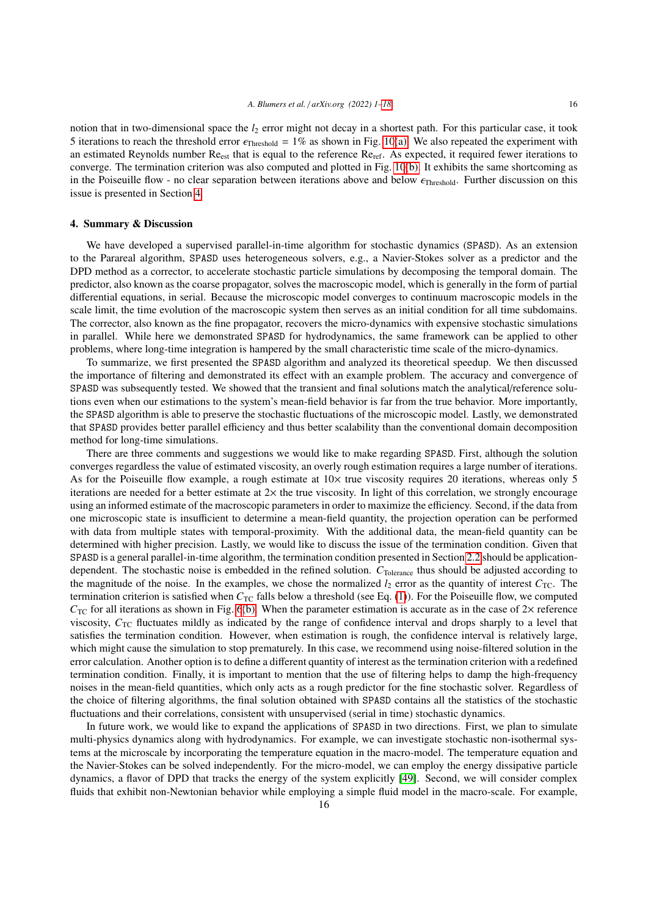notion that in two-dimensional space the $l_2$ error might not decay in a shortest path. For this particular case, it took 5 iterations to reach the threshold error $\epsilon_{\text{Threshold}} = 1\%$ as shown in Fig. 10(a). We also repeated the experiment with an estimated Reynolds number $\text{Re}_{\text{est}}$ that is equal to the reference $\text{Re}_{\text{ref}}$. As expected, it required fewer iterations to converge. The termination criterion was also computed and plotted in Fig. 10(b). It exhibits the same shortcoming as in the Poiseuille flow - no clear separation between iterations above and below $\epsilon_{\text{Threshold}}$. Further discussion on this issue is presented in Section 4.

## 4. Summary & Discussion

We have developed a supervised parallel-in-time algorithm for stochastic dynamics (SPASD). As an extension to the Parareal algorithm, SPASD uses heterogeneous solvers, e.g., a Navier-Stokes solver as a predictor and the DPD method as a corrector, to accelerate stochastic particle simulations by decomposing the temporal domain. The predictor, also known as the coarse propagator, solves the macroscopic model, which is generally in the form of partial differential equations, in serial. Because the microscopic model converges to continuum macroscopic models in the scale limit, the time evolution of the macroscopic system then serves as an initial condition for all time subdomains. The corrector, also known as the fine propagator, recovers the micro-dynamics with expensive stochastic simulations in parallel. While here we demonstrated SPASD for hydrodynamics, the same framework can be applied to other problems, where long-time integration is hampered by the small characteristic time scale of the micro-dynamics.

To summarize, we first presented the SPASD algorithm and analyzed its theoretical speedup. We then discussed the importance of filtering and demonstrated its effect with an example problem. The accuracy and convergence of SPASD was subsequently tested. We showed that the transient and final solutions match the analytical/reference solutions even when our estimations to the system's mean-field behavior is far from the true behavior. More importantly, the SPASD algorithm is able to preserve the stochastic fluctuations of the microscopic model. Lastly, we demonstrated that SPASD provides better parallel efficiency and thus better scalability than the conventional domain decomposition method for long-time simulations.

There are three comments and suggestions we would like to make regarding SPASD. First, although the solution converges regardless the value of estimated viscosity, an overly rough estimation requires a large number of iterations. As for the Poiseuille flow example, a rough estimate at 10× true viscosity requires 20 iterations, whereas only 5 iterations are needed for a better estimate at 2× the true viscosity. In light of this correlation, we strongly encourage using an informed estimate of the macroscopic parameters in order to maximize the efficiency. Second, if the data from one microscopic state is insufficient to determine a mean-field quantity, the projection operation can be performed with data from multiple states with temporal-proximity. With the additional data, the mean-field quantity can be determined with higher precision. Lastly, we would like to discuss the issue of the termination condition. Given that SPASD is a general parallel-in-time algorithm, the termination condition presented in Section 2.2 should be application-dependent. The stochastic noise is embedded in the refined solution. $C_{\text{Tolerance}}$ thus should be adjusted according to the magnitude of the noise. In the examples, we chose the normalized $l_2$ error as the quantity of interest $C_{\text{TC}}$. The termination criterion is satisfied when $C_{\text{TC}}$ falls below a threshold (see Eq. (1)). For the Poiseuille flow, we computed $C_{\text{TC}}$ for all iterations as shown in Fig. 6(b). When the parameter estimation is accurate as in the case of 2× reference viscosity, $C_{\text{TC}}$ fluctuates mildly as indicated by the range of confidence interval and drops sharply to a level that satisfies the termination condition. However, when estimation is rough, the confidence interval is relatively large, which might cause the simulation to stop prematurely. In this case, we recommend using noise-filtered solution in the error calculation. Another option is to define a different quantity of interest as the termination criterion with a redefined termination condition. Finally, it is important to mention that the use of filtering helps to damp the high-frequency noises in the mean-field quantities, which only acts as a rough predictor for the fine stochastic solver. Regardless of the choice of filtering algorithms, the final solution obtained with SPASD contains all the statistics of the stochastic fluctuations and their correlations, consistent with unsupervised (serial in time) stochastic dynamics.

In future work, we would like to expand the applications of SPASD in two directions. First, we plan to simulate multi-physics dynamics along with hydrodynamics. For example, we can investigate stochastic non-isothermal systems at the microscale by incorporating the temperature equation in the macro-model. The temperature equation and the Navier-Stokes can be solved independently. For the micro-model, we can employ the energy dissipative particle dynamics, a flavor of DPD that tracks the energy of the system explicitly [49]. Second, we will consider complex fluids that exhibit non-Newtonian behavior while employing a simple fluid model in the macro-scale. For example,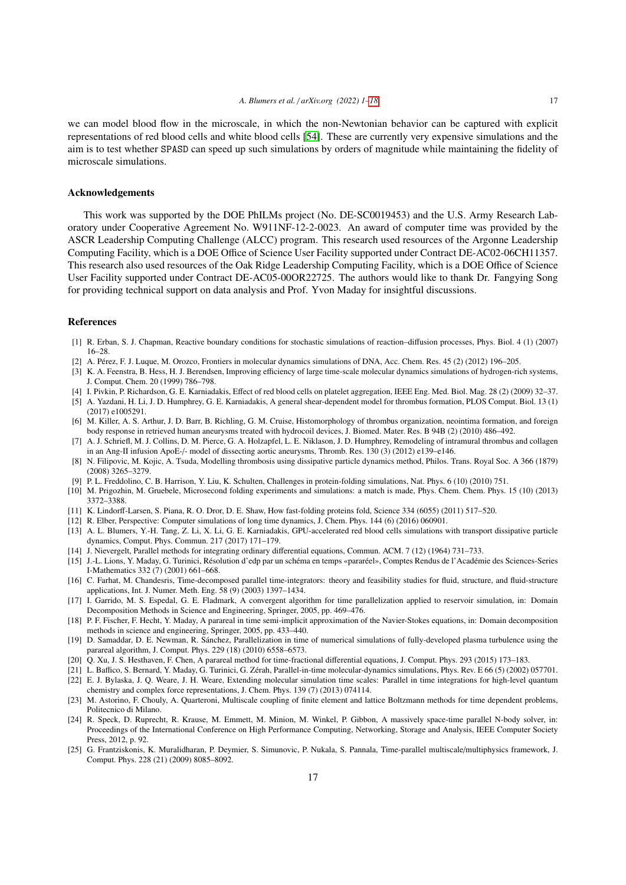we can model blood flow in the microscale, in which the non-Newtonian behavior can be captured with explicit representations of red blood cells and white blood cells [54]. These are currently very expensive simulations and the aim is to test whether SPASD can speed up such simulations by orders of magnitude while maintaining the fidelity of microscale simulations.

## Acknowledgements

This work was supported by the DOE PhILMs project (No. DE-SC0019453) and the U.S. Army Research Laboratory under Cooperative Agreement No. W911NF-12-2-0023. An award of computer time was provided by the ASCR Leadership Computing Challenge (ALCC) program. This research used resources of the Argonne Leadership Computing Facility, which is a DOE Office of Science User Facility supported under Contract DE-AC02-06CH11357. This research also used resources of the Oak Ridge Leadership Computing Facility, which is a DOE Office of Science User Facility supported under Contract DE-AC05-00OR22725. The authors would like to thank Dr. Fangying Song for providing technical support on data analysis and Prof. Yvon Maday for insightful discussions.

## References

- [1] R. Erban, S. J. Chapman, Reactive boundary conditions for stochastic simulations of reaction–diffusion processes, Phys. Biol. 4 (1) (2007) 16–28.
- [2] A. Pérez, F. J. Luque, M. Orozco, Frontiers in molecular dynamics simulations of DNA, Acc. Chem. Res. 45 (2) (2012) 196–205.
- [3] K. A. Feenstra, B. Hess, H. J. Berendsen, Improving efficiency of large time-scale molecular dynamics simulations of hydrogen-rich systems, J. Comput. Chem. 20 (1999) 786–798.
- [4] I. Pivkin, P. Richardson, G. E. Karniadakis, Effect of red blood cells on platelet aggregation, IEEE Eng. Med. Biol. Mag. 28 (2) (2009) 32–37.
- [5] A. Yazdani, H. Li, J. D. Humphrey, G. E. Karniadakis, A general shear-dependent model for thrombus formation, PLOS Comput. Biol. 13 (1) (2017) e1005291.
- [6] M. Killer, A. S. Arthur, J. D. Barr, B. Richling, G. M. Cruise, Histomorphology of thrombus organization, neointima formation, and foreign body response in retrieved human aneurysms treated with hydrocoil devices, J. Biomed. Mater. Res. B 94B (2) (2010) 486–492.
- [7] A. J. Schriefl, M. J. Collins, D. M. Pierce, G. A. Holzapfel, L. E. Niklason, J. D. Humphrey, Remodeling of intramural thrombus and collagen in an Ang-II infusion ApoE-/- model of dissecting aortic aneurysms, Thromb. Res. 130 (3) (2012) e139–e146.
- [8] N. Filipovic, M. Kojic, A. Tsuda, Modelling thrombosis using dissipative particle dynamics method, Philos. Trans. Royal Soc. A 366 (1879) (2008) 3265–3279.
- [9] P. L. Freddolino, C. B. Harrison, Y. Liu, K. Schulten, Challenges in protein-folding simulations, Nat. Phys. 6 (10) (2010) 751.
- [10] M. Prigozhin, M. Gruebele, Microsecond folding experiments and simulations: a match is made, Phys. Chem. Chem. Phys. 15 (10) (2013) 3372–3388.
- [11] K. Lindorff-Larsen, S. Piana, R. O. Dror, D. E. Shaw, How fast-folding proteins fold, Science 334 (6055) (2011) 517–520.
- [12] R. Elber, Perspective: Computer simulations of long time dynamics, J. Chem. Phys. 144 (6) (2016) 060901.
- [13] A. L. Blumers, Y.-H. Tang, Z. Li, X. Li, G. E. Karniadakis, GPU-accelerated red blood cells simulations with transport dissipative particle dynamics, Comput. Phys. Commun. 217 (2017) 171–179.
- [14] J. Nievergelt, Parallel methods for integrating ordinary differential equations, Commun. ACM. 7 (12) (1964) 731–733.
- [15] J.-L. Lions, Y. Maday, G. Turinici, Résolution d'edp par un schéma en temps «pararéel», Comptes Rendus de l'Académie des Sciences-Series I-Mathematics 332 (7) (2001) 661–668.
- [16] C. Farhat, M. Chandesris, Time-decomposed parallel time-integrators: theory and feasibility studies for fluid, structure, and fluid-structure applications, Int. J. Numer. Meth. Eng. 58 (9) (2003) 1397–1434.
- [17] I. Garrido, M. S. Espedal, G. E. Fladmark, A convergent algorithm for time parallelization applied to reservoir simulation, in: Domain Decomposition Methods in Science and Engineering, Springer, 2005, pp. 469–476.
- [18] P. F. Fischer, F. Hecht, Y. Maday, A parareal in time semi-implicit approximation of the Navier-Stokes equations, in: Domain decomposition methods in science and engineering, Springer, 2005, pp. 433–440.
- [19] D. Samaddar, D. E. Newman, R. Sánchez, Parallelization in time of numerical simulations of fully-developed plasma turbulence using the parareal algorithm, J. Comput. Phys. 229 (18) (2010) 6558–6573.
- [20] Q. Xu, J. S. Hesthaven, F. Chen, A parareal method for time-fractional differential equations, J. Comput. Phys. 293 (2015) 173–183.
- [21] L. Baffico, S. Bernard, Y. Maday, G. Turinici, G. Zérah, Parallel-in-time molecular-dynamics simulations, Phys. Rev. E 66 (5) (2002) 057701.
- [22] E. J. Bylaska, J. Q. Weare, J. H. Weare, Extending molecular simulation time scales: Parallel in time integrations for high-level quantum chemistry and complex force representations, J. Chem. Phys. 139 (7) (2013) 074114.
- [23] M. Astorino, F. Chouly, A. Quarteroni, Multiscale coupling of finite element and lattice Boltzmann methods for time dependent problems, Politecnico di Milano.
- [24] R. Speck, D. Ruprecht, R. Krause, M. Emmett, M. Minion, M. Winkel, P. Gibbon, A massively space-time parallel N-body solver, in: Proceedings of the International Conference on High Performance Computing, Networking, Storage and Analysis, IEEE Computer Society Press, 2012, p. 92.
- [25] G. Frantziskonis, K. Muralidharan, P. Deymier, S. Simunovic, P. Nukala, S. Pannala, Time-parallel multiscale/multiphysics framework, J. Comput. Phys. 228 (21) (2009) 8085–8092.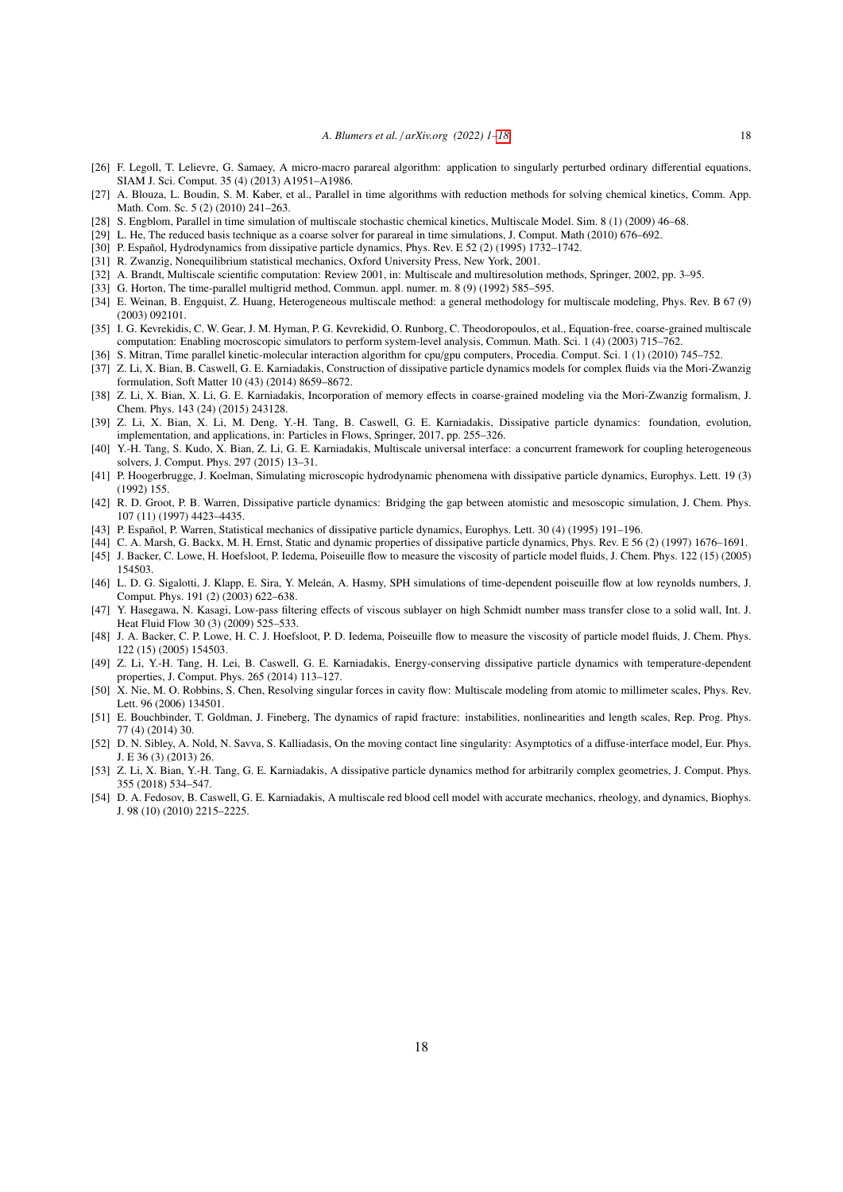[26] F. Legoll, T. Lelievre, G. Samaey, A micro-macro parareal algorithm: application to singularly perturbed ordinary differential equations, SIAM J. Sci. Comput. 35 (4) (2013) A1951–A1986.

[27] A. Blouza, L. Boudin, S. M. Kaber, et al., Parallel in time algorithms with reduction methods for solving chemical kinetics, Comm. App. Math. Com. Sc. 5 (2) (2010) 241–263.

[28] S. Engblom, Parallel in time simulation of multiscale stochastic chemical kinetics, Multiscale Model. Sim. 8 (1) (2009) 46–68.

[29] L. He, The reduced basis technique as a coarse solver for parareal in time simulations, J. Comput. Math (2010) 676–692.

[30] P. Español, Hydrodynamics from dissipative particle dynamics, Phys. Rev. E 52 (2) (1995) 1732–1742.

[31] R. Zwanzig, Nonequilibrium statistical mechanics, Oxford University Press, New York, 2001.

[32] A. Brandt, Multiscale scientific computation: Review 2001, in: Multiscale and multiresolution methods, Springer, 2002, pp. 3–95.

[33] G. Horton, The time-parallel multigrid method, Commun. appl. numer. m. 8 (9) (1992) 585–595.

[34] E. Weinan, B. Engquist, Z. Huang, Heterogeneous multiscale method: a general methodology for multiscale modeling, Phys. Rev. B 67 (9) (2003) 092101.

[35] I. G. Kevrekidis, C. W. Gear, J. M. Hyman, P. G. Kevrekidid, O. Runborg, C. Theodoropoulos, et al., Equation-free, coarse-grained multiscale computation: Enabling mocroscopic simulators to perform system-level analysis, Commun. Math. Sci. 1 (4) (2003) 715–762.

[36] S. Mitran, Time parallel kinetic-molecular interaction algorithm for cpu/gpu computers, Procedia. Comput. Sci. 1 (1) (2010) 745–752.

[37] Z. Li, X. Bian, B. Caswell, G. E. Karniadakis, Construction of dissipative particle dynamics models for complex fluids via the Mori-Zwanzig formulation, Soft Matter 10 (43) (2014) 8659–8672.

[38] Z. Li, X. Bian, X. Li, G. E. Karniadakis, Incorporation of memory effects in coarse-grained modeling via the Mori-Zwanzig formalism, J. Chem. Phys. 143 (24) (2015) 243128.

[39] Z. Li, X. Bian, X. Li, M. Deng, Y.-H. Tang, B. Caswell, G. E. Karniadakis, Dissipative particle dynamics: foundation, evolution, implementation, and applications, in: Particles in Flows, Springer, 2017, pp. 255–326.

[40] Y.-H. Tang, S. Kudo, X. Bian, Z. Li, G. E. Karniadakis, Multiscale universal interface: a concurrent framework for coupling heterogeneous solvers, J. Comput. Phys. 297 (2015) 13–31.

[41] P. Hoogerbrugge, J. Koelman, Simulating microscopic hydrodynamic phenomena with dissipative particle dynamics, Europhys. Lett. 19 (3) (1992) 155.

[42] R. D. Groot, P. B. Warren, Dissipative particle dynamics: Bridging the gap between atomistic and mesoscopic simulation, J. Chem. Phys. 107 (11) (1997) 4423–4435.

[43] P. Español, P. Warren, Statistical mechanics of dissipative particle dynamics, Europhys. Lett. 30 (4) (1995) 191–196.

[44] C. A. Marsh, G. Backx, M. H. Ernst, Static and dynamic properties of dissipative particle dynamics, Phys. Rev. E 56 (2) (1997) 1676–1691.

[45] J. Backer, C. Lowe, H. Hoefsloot, P. Iedema, Poiseuille flow to measure the viscosity of particle model fluids, J. Chem. Phys. 122 (15) (2005) 154503.

[46] L. D. G. Sigalotti, J. Klapp, E. Sira, Y. Meleán, A. Hasmy, SPH simulations of time-dependent poiseuille flow at low reynolds numbers, J. Comput. Phys. 191 (2) (2003) 622–638.

[47] Y. Hasegawa, N. Kasagi, Low-pass filtering effects of viscous sublayer on high Schmidt number mass transfer close to a solid wall, Int. J. Heat Fluid Flow 30 (3) (2009) 525–533.

[48] J. A. Backer, C. P. Lowe, H. C. J. Hoefsloot, P. D. Iedema, Poiseuille flow to measure the viscosity of particle model fluids, J. Chem. Phys. 122 (15) (2005) 154503.

[49] Z. Li, Y.-H. Tang, H. Lei, B. Caswell, G. E. Karniadakis, Energy-conserving dissipative particle dynamics with temperature-dependent properties, J. Comput. Phys. 265 (2014) 113–127.

[50] X. Nie, M. O. Robbins, S. Chen, Resolving singular forces in cavity flow: Multiscale modeling from atomic to millimeter scales, Phys. Rev. Lett. 96 (2006) 134501.

[51] E. Bouchbinder, T. Goldman, J. Fineberg, The dynamics of rapid fracture: instabilities, nonlinearities and length scales, Rep. Prog. Phys. 77 (4) (2014) 30.

[52] D. N. Sibley, A. Nold, N. Savva, S. Kalliadasis, On the moving contact line singularity: Asymptotics of a diffuse-interface model, Eur. Phys. J. E 36 (3) (2013) 26.

[53] Z. Li, X. Bian, Y.-H. Tang, G. E. Karniadakis, A dissipative particle dynamics method for arbitrarily complex geometries, J. Comput. Phys. 355 (2018) 534–547.

[54] D. A. Fedosov, B. Caswell, G. E. Karniadakis, A multiscale red blood cell model with accurate mechanics, rheology, and dynamics, Biophys. J. 98 (10) (2010) 2215–2225.